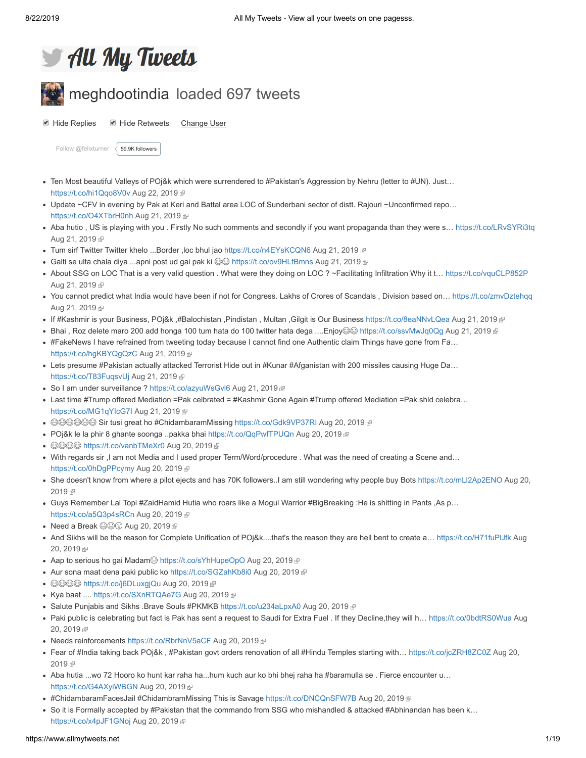# All My Tweets

## meghdootindia loaded 697 tweets

Hide Replies   Hide Retweets   Change User

Follow @felixturner   59.9K followers

- Ten Most beautiful Valleys of POj&k which were surrendered to #Pakistan's Aggression by Nehru (letter to #UN). Just… https://t.co/hi1Qqo8V0v Aug 22, 2019
- Update ~CFV in evening by Pak at Keri and Battal area LOC of Sunderbani sector of distt. Rajouri ~Unconfirmed repo… https://t.co/O4XTbrH0nh Aug 21, 2019
- Aba hutio , US is playing with you . Firstly No such comments and secondly if you want propaganda than they were s… https://t.co/LRvSYRi3tq Aug 21, 2019
- Tum sirf Twitter Twitter khelo ...Border ,loc bhul jao https://t.co/n4EYsKCQN6 Aug 21, 2019
- Galti se ulta chala diya ...apni post ud gai pak ki 😂😂 https://t.co/ov9HLfBmns Aug 21, 2019
- About SSG on LOC That is a very valid question . What were they doing on LOC ? ~Facilitating Infiltration Why it t… https://t.co/vquCLP852P Aug 21, 2019
- You cannot predict what India would have been if not for Congress. Lakhs of Crores of Scandals , Division based on… https://t.co/zmvDztehqq Aug 21, 2019
- If #Kashmir is your Business, POj&k ,#Balochistan ,Pindistan , Multan ,Gilgit is Our Business https://t.co/8eaNNvLQea Aug 21, 2019
- Bhai , Roz delete maro 200 add honga 100 tum hata do 100 twitter hata dega ....Enjoy😂😂 https://t.co/ssvMwJq0Qg Aug 21, 2019
- #FakeNews I have refrained from tweeting today because I cannot find one Authentic claim Things have gone from Fa… https://t.co/hgKBYQgQzC Aug 21, 2019
- Lets presume #Pakistan actually attacked Terrorist Hide out in #Kunar #Afganistan with 200 missiles causing Huge Da… https://t.co/T83FuqsvUj Aug 21, 2019
- So I am under surveillance ? https://t.co/azyuWsGvl6 Aug 21, 2019
- Last time #Trump offered Mediation =Pak celbrated = #Kashmir Gone Again #Trump offered Mediation =Pak shld celebra… https://t.co/MG1qYIcG7I Aug 21, 2019
- 😂😂😂😂😂😂 Sir tusi great ho #ChidambaramMissing https://t.co/Gdk9VP37RI Aug 20, 2019
- POj&k le la phir 8 ghante soonga ..pakka bhai https://t.co/QqPwfTPUQn Aug 20, 2019
- 😂😂😂😂 https://t.co/vanbTMeXr0 Aug 20, 2019
- With regards sir ,I am not Media and I used proper Term/Word/procedure . What was the need of creating a Scene and… https://t.co/0hDgPPcymy Aug 20, 2019
- She doesn't know from where a pilot ejects and has 70K followers..I am still wondering why people buy Bots https://t.co/mLI2Ap2ENO Aug 20, 2019
- Guys Remember Lal Topi #ZaidHamid Hutia who roars like a Mogul Warrior #BigBreaking :He is shitting in Pants ,As p… https://t.co/a5Q3p4sRCn Aug 20, 2019
- Need a Break 😂😂😯 Aug 20, 2019
- And Sikhs will be the reason for Complete Unification of POj&k....that's the reason they are hell bent to create a… https://t.co/H71fuPlJfk Aug 20, 2019
- Aap to serious ho gai Madam😂 https://t.co/sYhHupeOpO Aug 20, 2019
- Aur sona maat dena paki public ko https://t.co/SGZahKb8i0 Aug 20, 2019
- 😂😂😂😂 https://t.co/j6DLuxgjQu Aug 20, 2019
- Kya baat .... https://t.co/SXnRTQAe7G Aug 20, 2019
- Salute Punjabis and Sikhs .Brave Souls #PKMKB https://t.co/u234aLpxA0 Aug 20, 2019
- Paki public is celebrating but fact is Pak has sent a request to Saudi for Extra Fuel . If they Decline,they will h… https://t.co/0bdtRS0Wua Aug 20, 2019
- Needs reinforcements https://t.co/RbrNnV5aCF Aug 20, 2019
- Fear of #India taking back POj&k , #Pakistan govt orders renovation of all #Hindu Temples starting with… https://t.co/jcZRH8ZC0Z Aug 20, 2019
- Aba hutia ...wo 72 Hooro ko hunt kar raha ha...hum kuch aur ko bhi bhej raha ha #baramulla se . Fierce encounter u… https://t.co/G4AXyiWBGN Aug 20, 2019
- #ChidambaramFacesJail #ChidambramMissing This is Savage https://t.co/DNCQnSFW7B Aug 20, 2019
- So it is Formally accepted by #Pakistan that the commando from SSG who mishandled & attacked #Abhinandan has been k… https://t.co/x4pJF1GNoj Aug 20, 2019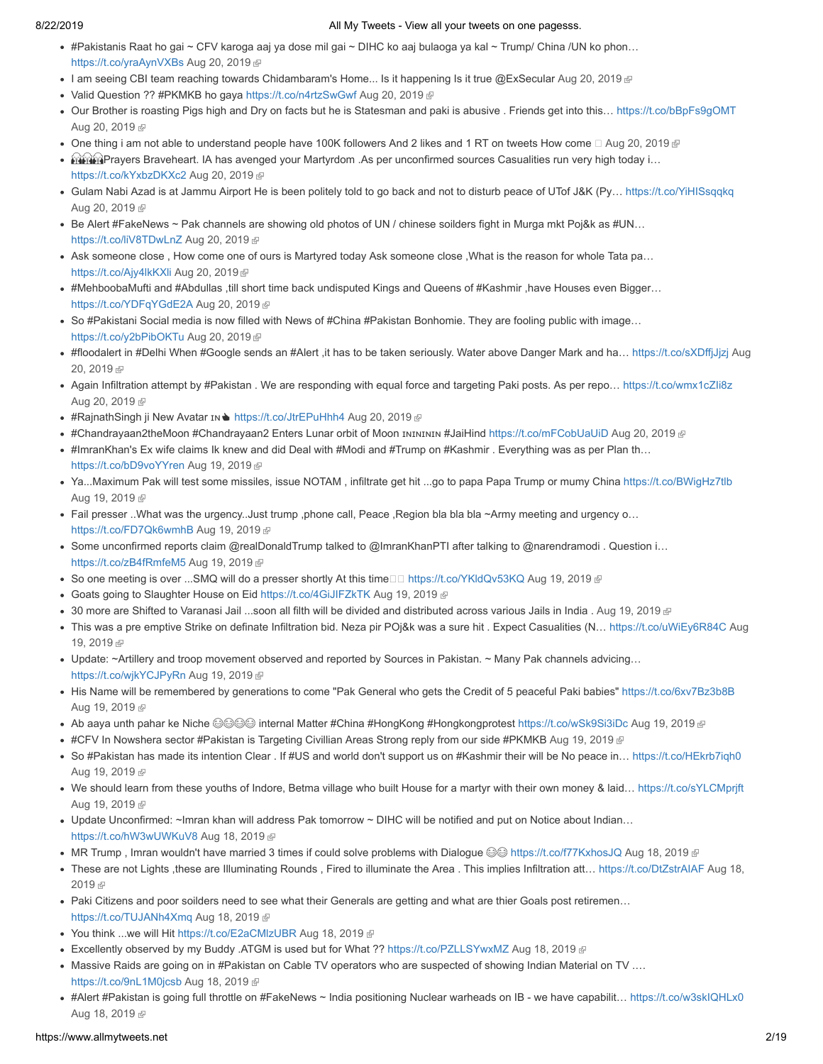- #Pakistanis Raat ho gai ~ CFV karoga aaj ya dose mil gai ~ DIHC ko aaj bulaoga ya kal ~ Trump/ China /UN ko phon… https://t.co/yraAynVXBs Aug 20, 2019
- I am seeing CBI team reaching towards Chidambaram's Home... Is it happening Is it true @ExSecular Aug 20, 2019
- Valid Question ?? #PKMKB ho gaya https://t.co/n4rtzSwGwf Aug 20, 2019
- Our Brother is roasting Pigs high and Dry on facts but he is Statesman and paki is abusive . Friends get into this… https://t.co/bBpFs9gOMT Aug 20, 2019
- One thing i am not able to understand people have 100K followers And 2 likes and 1 RT on tweets How come  Aug 20, 2019
- 🙏🙏🙏Prayers Braveheart. IA has avenged your Martyrdom .As per unconfirmed sources Casualities run very high today i… https://t.co/kYxbzDKXc2 Aug 20, 2019
- Gulam Nabi Azad is at Jammu Airport He is been politely told to go back and not to disturb peace of UTof J&K (Py… https://t.co/YiHISsqqkq Aug 20, 2019
- Be Alert #FakeNews ~ Pak channels are showing old photos of UN / chinese soilders fight in Murga mkt Poj&k as #UN… https://t.co/liV8TDwLnZ Aug 20, 2019
- Ask someone close , How come one of ours is Martyred today Ask someone close ,What is the reason for whole Tata pa… https://t.co/Ajy4lkKXli Aug 20, 2019
- #MehboobaMufti and #Abdullas ,till short time back undisputed Kings and Queens of #Kashmir ,have Houses even Bigger… https://t.co/YDFqYGdE2A Aug 20, 2019
- So #Pakistani Social media is now filled with News of #China #Pakistan Bonhomie. They are fooling public with image… https://t.co/y2bPibOKTu Aug 20, 2019
- #floodalert in #Delhi When #Google sends an #Alert ,it has to be taken seriously. Water above Danger Mark and ha… https://t.co/sXDffjJjzj Aug 20, 2019
- Again Infiltration attempt by #Pakistan . We are responding with equal force and targeting Paki posts. As per repo… https://t.co/wmx1cZIi8z Aug 20, 2019
- #RajnathSingh ji New Avatar 🇮🇳👍 https://t.co/JtrEPuHhh4 Aug 20, 2019
- #Chandrayaan2theMoon #Chandrayaan2 Enters Lunar orbit of Moon 🇮🇳🇮🇳🇮🇳🇮🇳 #JaiHind https://t.co/mFCobUaUiD Aug 20, 2019
- #ImranKhan's Ex wife claims Ik knew and did Deal with #Modi and #Trump on #Kashmir . Everything was as per Plan th… https://t.co/bD9voYYren Aug 19, 2019
- Ya...Maximum Pak will test some missiles, issue NOTAM , infiltrate get hit ...go to papa Papa Trump or mumy China https://t.co/BWigHz7tlb Aug 19, 2019
- Fail presser ..What was the urgency..Just trump ,phone call, Peace ,Region bla bla bla ~Army meeting and urgency o… https://t.co/FD7Qk6wmhB Aug 19, 2019
- Some unconfirmed reports claim @realDonaldTrump talked to @ImranKhanPTI after talking to @narendramodi . Question i… https://t.co/zB4fRmfeM5 Aug 19, 2019
- So one meeting is over ...SMQ will do a presser shortly At this time https://t.co/YKldQv53KQ Aug 19, 2019
- Goats going to Slaughter House on Eid https://t.co/4GiJIFZkTK Aug 19, 2019
- 30 more are Shifted to Varanasi Jail ...soon all filth will be divided and distributed across various Jails in India . Aug 19, 2019
- This was a pre emptive Strike on definate Infiltration bid. Neza pir POj&k was a sure hit . Expect Casualities (N… https://t.co/uWiEy6R84C Aug 19, 2019
- Update: ~Artillery and troop movement observed and reported by Sources in Pakistan. ~ Many Pak channels advicing… https://t.co/wjkYCJPyRn Aug 19, 2019
- His Name will be remembered by generations to come "Pak General who gets the Credit of 5 peaceful Paki babies" https://t.co/6xv7Bz3b8B Aug 19, 2019
- Ab aaya unth pahar ke Niche 😂😂😂😂 internal Matter #China #HongKong #Hongkongprotest https://t.co/wSk9Si3iDc Aug 19, 2019
- #CFV In Nowshera sector #Pakistan is Targeting Civillian Areas Strong reply from our side #PKMKB Aug 19, 2019
- So #Pakistan has made its intention Clear . If #US and world don't support us on #Kashmir their will be No peace in… https://t.co/HEkrb7iqh0 Aug 19, 2019
- We should learn from these youths of Indore, Betma village who built House for a martyr with their own money & laid… https://t.co/sYLCMprjft Aug 19, 2019
- Update Unconfirmed: ~Imran khan will address Pak tomorrow ~ DIHC will be notified and put on Notice about Indian… https://t.co/hW3wUWKuV8 Aug 18, 2019
- MR Trump , Imran wouldn't have married 3 times if could solve problems with Dialogue 😂😂 https://t.co/f77KxhosJQ Aug 18, 2019
- These are not Lights ,these are Illuminating Rounds , Fired to illuminate the Area . This implies Infiltration att… https://t.co/DtZstrAIAF Aug 18, 2019
- Paki Citizens and poor soilders need to see what their Generals are getting and what are thier Goals post retiremen… https://t.co/TUJANh4Xmq Aug 18, 2019
- You think ...we will Hit https://t.co/E2aCMlzUBR Aug 18, 2019
- Excellently observed by my Buddy .ATGM is used but for What ?? https://t.co/PZLLSYwxMZ Aug 18, 2019
- Massive Raids are going on in #Pakistan on Cable TV operators who are suspected of showing Indian Material on TV …. https://t.co/9nL1M0jcsb Aug 18, 2019
- #Alert #Pakistan is going full throttle on #FakeNews ~ India positioning Nuclear warheads on IB - we have capabilit… https://t.co/w3skIQHLx0 Aug 18, 2019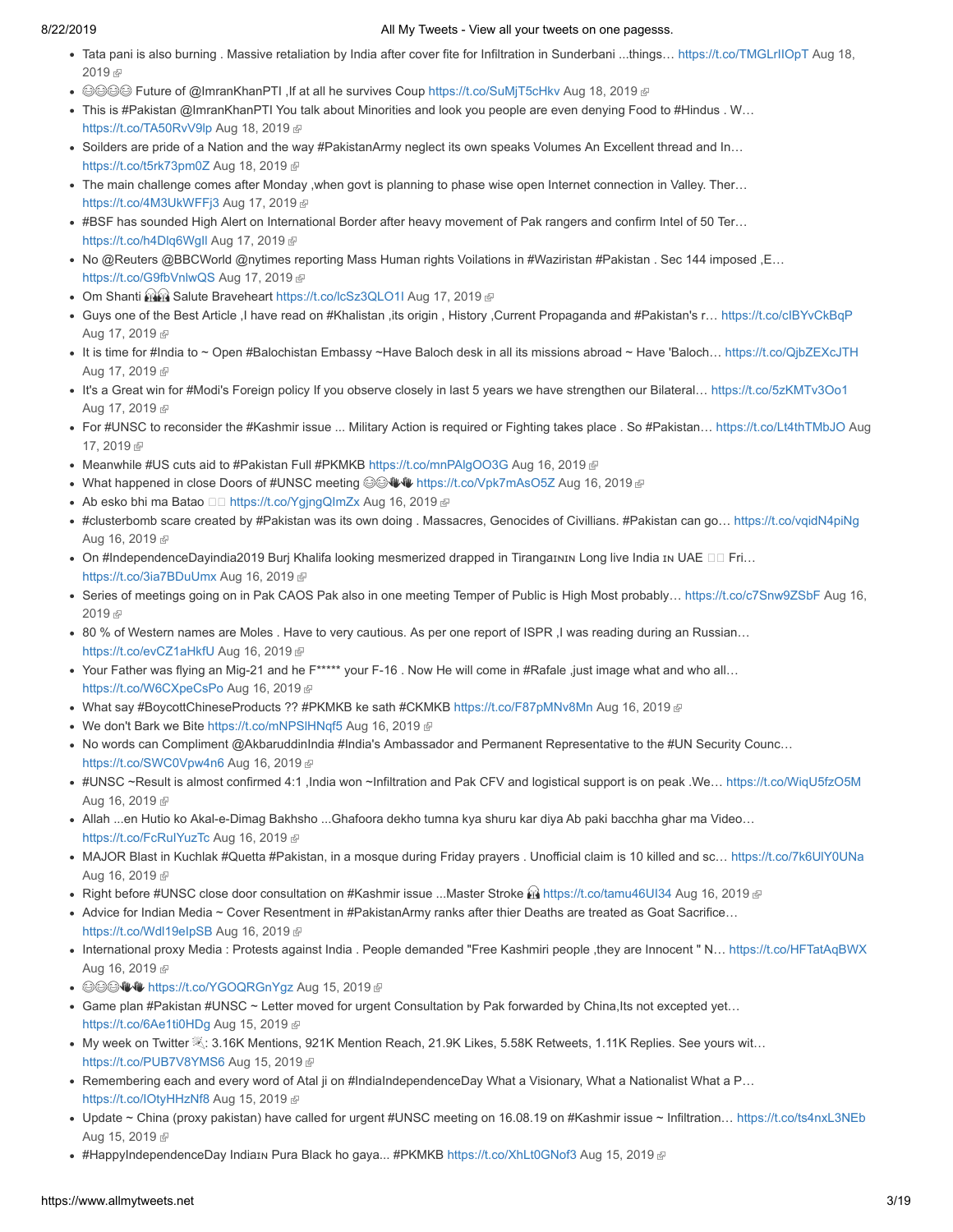- Tata pani is also burning . Massive retaliation by India after cover fite for Infiltration in Sunderbani ...things… https://t.co/TMGLrIIOpT Aug 18, 2019
- 😂😂😂 Future of @ImranKhanPTI ,If at all he survives Coup https://t.co/SuMjT5cHkv Aug 18, 2019
- This is #Pakistan @ImranKhanPTI You talk about Minorities and look you people are even denying Food to #Hindus . W… https://t.co/TA50RvV9lp Aug 18, 2019
- Soilders are pride of a Nation and the way #PakistanArmy neglect its own speaks Volumes An Excellent thread and In… https://t.co/t5rk73pm0Z Aug 18, 2019
- The main challenge comes after Monday ,when govt is planning to phase wise open Internet connection in Valley. Ther… https://t.co/4M3UkWFFj3 Aug 17, 2019
- #BSF has sounded High Alert on International Border after heavy movement of Pak rangers and confirm Intel of 50 Ter… https://t.co/h4Dlq6WgIl Aug 17, 2019
- No @Reuters @BBCWorld @nytimes reporting Mass Human rights Voilations in #Waziristan #Pakistan . Sec 144 imposed ,E… https://t.co/G9fbVnlwQS Aug 17, 2019
- Om Shanti 🙏🙏 Salute Braveheart https://t.co/lcSz3QLO1I Aug 17, 2019
- Guys one of the Best Article ,I have read on #Khalistan ,its origin , History ,Current Propaganda and #Pakistan's r… https://t.co/cIBYvCkBqP Aug 17, 2019
- It is time for #India to ~ Open #Balochistan Embassy ~Have Baloch desk in all its missions abroad ~ Have 'Baloch… https://t.co/QjbZEXcJTH Aug 17, 2019
- It's a Great win for #Modi's Foreign policy If you observe closely in last 5 years we have strengthen our Bilateral… https://t.co/5zKMTv3Oo1 Aug 17, 2019
- For #UNSC to reconsider the #Kashmir issue ... Military Action is required or Fighting takes place . So #Pakistan… https://t.co/Lt4thTMbJO Aug 17, 2019
- Meanwhile #US cuts aid to #Pakistan Full #PKMKB https://t.co/mnPAlgOO3G Aug 16, 2019
- What happened in close Doors of #UNSC meeting 😂😂👋👋 https://t.co/Vpk7mAsO5Z Aug 16, 2019
- Ab esko bhi ma Batao 🇮🇳 https://t.co/YgjngQImZx Aug 16, 2019
- #clusterbomb scare created by #Pakistan was its own doing . Massacres, Genocides of Civillians. #Pakistan can go… https://t.co/vqidN4piNg Aug 16, 2019
- On #IndependenceDayindia2019 Burj Khalifa looking mesmerized drapped in Tiranga🇮🇳 Long live India 🇮🇳 UAE 🇦🇪 Fri… https://t.co/3ia7BDuUmx Aug 16, 2019
- Series of meetings going on in Pak CAOS Pak also in one meeting Temper of Public is High Most probably… https://t.co/c7Snw9ZSbF Aug 16, 2019
- 80 % of Western names are Moles . Have to very cautious. As per one report of ISPR ,I was reading during an Russian… https://t.co/evCZ1aHkfU Aug 16, 2019
- Your Father was flying an Mig-21 and he F***** your F-16 . Now He will come in #Rafale ,just image what and who all… https://t.co/W6CXpeCsPo Aug 16, 2019
- What say #BoycottChineseProducts ?? #PKMKB ke sath #CKMKB https://t.co/F87pMNv8Mn Aug 16, 2019
- We don't Bark we Bite https://t.co/mNPSlHNqf5 Aug 16, 2019
- No words can Compliment @AkbaruddinIndia #India's Ambassador and Permanent Representative to the #UN Security Counc… https://t.co/SWC0Vpw4n6 Aug 16, 2019
- #UNSC ~Result is almost confirmed 4:1 ,India won ~Infiltration and Pak CFV and logistical support is on peak .We… https://t.co/WiqU5fzO5M Aug 16, 2019
- Allah ...en Hutio ko Akal-e-Dimag Bakhsho ...Ghafoora dekho tumna kya shuru kar diya Ab paki bacchha ghar ma Video… https://t.co/FcRuIYuzTc Aug 16, 2019
- MAJOR Blast in Kuchlak #Quetta #Pakistan, in a mosque during Friday prayers . Unofficial claim is 10 killed and sc… https://t.co/7k6UlY0UNa Aug 16, 2019
- Right before #UNSC close door consultation on #Kashmir issue ...Master Stroke 🙏 https://t.co/tamu46UI34 Aug 16, 2019
- Advice for Indian Media ~ Cover Resentment in #PakistanArmy ranks after thier Deaths are treated as Goat Sacrifice… https://t.co/Wdl19elpSB Aug 16, 2019
- International proxy Media : Protests against India . People demanded "Free Kashmiri people ,they are Innocent " N… https://t.co/HFTatAqBWX Aug 16, 2019
- 😂😂😂👋👋 https://t.co/YGOQRGnYgz Aug 15, 2019
- Game plan #Pakistan #UNSC ~ Letter moved for urgent Consultation by Pak forwarded by China,Its not excepted yet… https://t.co/6Ae1ti0HDg Aug 15, 2019
- My week on Twitter 🎉: 3.16K Mentions, 921K Mention Reach, 21.9K Likes, 5.58K Retweets, 1.11K Replies. See yours wit… https://t.co/PUB7V8YMS6 Aug 15, 2019
- Remembering each and every word of Atal ji on #IndiaIndependenceDay What a Visionary, What a Nationalist What a P… https://t.co/lOtyHHzNf8 Aug 15, 2019
- Update ~ China (proxy pakistan) have called for urgent #UNSC meeting on 16.08.19 on #Kashmir issue ~ Infiltration… https://t.co/ts4nxL3NEb Aug 15, 2019
- #HappyIndependenceDay India🇮🇳 Pura Black ho gaya... #PKMKB https://t.co/XhLt0GNof3 Aug 15, 2019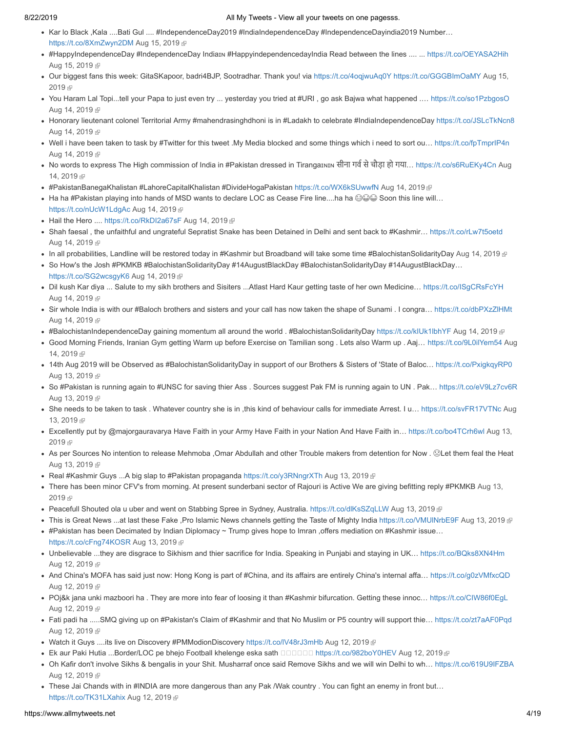- Kar lo Black ,Kala ....Bati Gul .... #IndependenceDay2019 #IndiaIndependenceDay #IndependenceDayindia2019 Number… https://t.co/8XmZwyn2DM Aug 15, 2019
- #HappyIndependenceDay #IndependenceDay IndiaIN #HappyindependencedayIndia Read between the lines .... ... https://t.co/OEYASA2Hih Aug 15, 2019
- Our biggest fans this week: GitaSKapoor, badri4BJP, Sootradhar. Thank you! via https://t.co/4oqjwuAq0Y https://t.co/GGGBImOaMY Aug 15, 2019
- You Haram Lal Topi...tell your Papa to just even try ... yesterday you tried at #URI , go ask Bajwa what happened …. https://t.co/so1PzbgosO Aug 14, 2019
- Honorary lieutenant colonel Territorial Army #mahendrasinghdhoni is in #Ladakh to celebrate #IndiaIndependenceDay https://t.co/JSLcTkNcn8 Aug 14, 2019
- Well i have been taken to task by #Twitter for this tweet .My Media blocked and some things which i need to sort ou… https://t.co/fpTmprIP4n Aug 14, 2019
- No words to express The High commission of India in #Pakistan dressed in TirangaININ सीना गर्व से चौड़ा हो गया… https://t.co/s6RuEKy4Cn Aug 14, 2019
- #PakistanBanegaKhalistan #LahoreCapitalKhalistan #DivideHogaPakistan https://t.co/WX6kSUwwfN Aug 14, 2019
- Ha ha #Pakistan playing into hands of MSD wants to declare LOC as Cease Fire line....ha ha 😂😂😂 Soon this line will… https://t.co/nUcW1LdgAc Aug 14, 2019
- Hail the Hero .... https://t.co/RkDI2a67sF Aug 14, 2019
- Shah faesal , the unfaithful and ungreateful Sepratist Snake has been Detained in Delhi and sent back to #Kashmir… https://t.co/rLw7t5oetd Aug 14, 2019
- In all probabilities, Landline will be restored today in #Kashmir but Broadband will take some time #BalochistanSolidarityDay Aug 14, 2019
- So How's the Josh #PKMKB #BalochistanSolidarityDay #14AugustBlackDay #BalochistanSolidarityDay #14AugustBlackDay… https://t.co/SG2wcsgyK6 Aug 14, 2019
- Dil kush Kar diya ... Salute to my sikh brothers and Sisiters ...Atlast Hard Kaur getting taste of her own Medicine… https://t.co/ISgCRsFcYH Aug 14, 2019
- Sir whole India is with our #Baloch brothers and sisters and your call has now taken the shape of Sunami . I congra… https://t.co/dbPXzZlHMt Aug 14, 2019
- #BalochistanIndependenceDay gaining momentum all around the world . #BalochistanSolidarityDay https://t.co/kIUk1lbhYF Aug 14, 2019
- Good Morning Friends, Iranian Gym getting Warm up before Exercise on Tamilian song . Lets also Warm up . Aaj… https://t.co/9L0ilYem54 Aug 14, 2019
- 14th Aug 2019 will be Observed as #BalochistanSolidarityDay in support of our Brothers & Sisters of 'State of Baloc… https://t.co/PxigkqyRP0 Aug 13, 2019
- So #Pakistan is running again to #UNSC for saving thier Ass . Sources suggest Pak FM is running again to UN . Pak… https://t.co/eV9Lz7cv6R Aug 13, 2019
- She needs to be taken to task . Whatever country she is in ,this kind of behaviour calls for immediate Arrest. I u… https://t.co/svFR17VTNc Aug 13, 2019
- Excellently put by @majorgauravarya Have Faith in your Army Have Faith in your Nation And Have Faith in… https://t.co/bo4TCrh6wl Aug 13, 2019
- As per Sources No intention to release Mehmoba ,Omar Abdullah and other Trouble makers from detention for Now . ☹Let them feal the Heat Aug 13, 2019
- Real #Kashmir Guys ...A big slap to #Pakistan propaganda https://t.co/y3RNngrXTh Aug 13, 2019
- There has been minor CFV's from morning. At present sunderbani sector of Rajouri is Active We are giving befitting reply #PKMKB Aug 13, 2019
- Peacefull Shouted ola u uber and went on Stabbing Spree in Sydney, Australia. https://t.co/dlKsSZqLLW Aug 13, 2019
- This is Great News ...at last these Fake ,Pro Islamic News channels getting the Taste of Mighty India https://t.co/VMUlNrbE9F Aug 13, 2019
- #Pakistan has been Decimated by Indian Diplomacy ~ Trump gives hope to Imran ,offers mediation on #Kashmir issue… https://t.co/cFng74KOSR Aug 13, 2019
- Unbelievable ...they are disgrace to Sikhism and thier sacrifice for India. Speaking in Punjabi and staying in UK… https://t.co/BQks8XN4Hm Aug 12, 2019
- And China's MOFA has said just now: Hong Kong is part of #China, and its affairs are entirely China's internal affa… https://t.co/g0zVMfxcQD Aug 12, 2019
- POj&k jana unki mazboori ha . They are more into fear of loosing it than #Kashmir bifurcation. Getting these innoc… https://t.co/CIW86f0EgL Aug 12, 2019
- Fati padi ha .....SMQ giving up on #Pakistan's Claim of #Kashmir and that No Muslim or P5 country will support thie… https://t.co/zt7aAF0Pqd Aug 12, 2019
- Watch it Guys ....its live on Discovery #PMModionDiscovery https://t.co/lV48rJ3mHb Aug 12, 2019
- Ek aur Paki Hutia ...Border/LOC pe bhejo Football khelenge eska sath □□□□□□ https://t.co/982boY0HEV Aug 12, 2019
- Oh Kafir don't involve Sikhs & bengalis in your Shit. Musharraf once said Remove Sikhs and we will win Delhi to wh… https://t.co/619U9IFZBA Aug 12, 2019
- These Jai Chands with in #INDIA are more dangerous than any Pak /Wak country . You can fight an enemy in front but… https://t.co/TK31LXahix Aug 12, 2019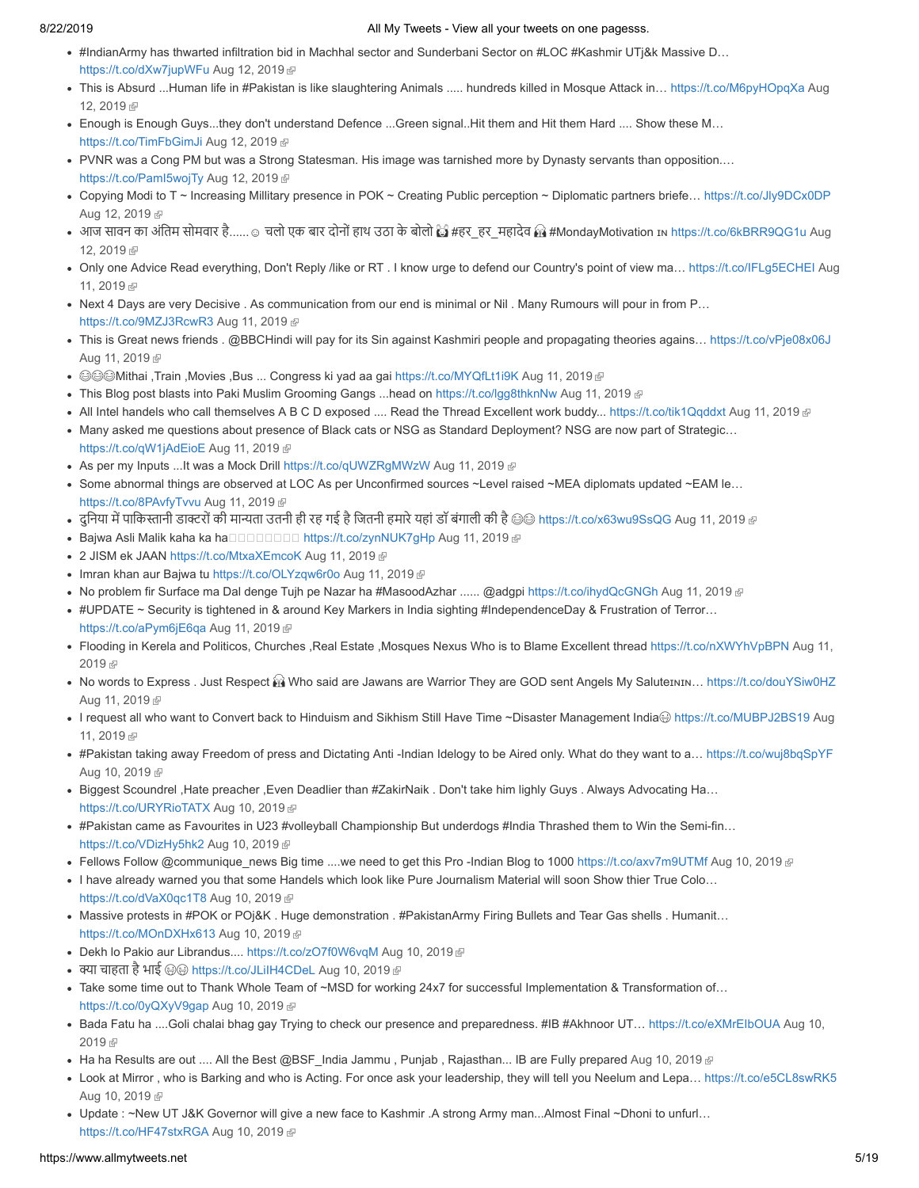- #IndianArmy has thwarted infiltration bid in Machhal sector and Sunderbani Sector on #LOC #Kashmir UTj&k Massive D… https://t.co/dXw7jupWFu Aug 12, 2019
- This is Absurd ...Human life in #Pakistan is like slaughtering Animals ..... hundreds killed in Mosque Attack in… https://t.co/M6pyHOpqXa Aug 12, 2019
- Enough is Enough Guys...they don't understand Defence ...Green signal..Hit them and Hit them Hard .... Show these M… https://t.co/TimFbGimJi Aug 12, 2019
- PVNR was a Cong PM but was a Strong Statesman. His image was tarnished more by Dynasty servants than opposition.… https://t.co/PamI5wojTy Aug 12, 2019
- Copying Modi to T ~ Increasing Millitary presence in POK ~ Creating Public perception ~ Diplomatic partners briefe… https://t.co/Jly9DCx0DP Aug 12, 2019
- आज सावन का अंतिम सोमवार है......☺ चलो एक बार दोनों हाथ उठा के बोलो 🙌 #हर_हर_महादेव 🙏 #MondayMotivation IN https://t.co/6kBRR9QG1u Aug 12, 2019
- Only one Advice Read everything, Don't Reply /like or RT . I know urge to defend our Country's point of view ma… https://t.co/IFLg5ECHEI Aug 11, 2019
- Next 4 Days are very Decisive . As communication from our end is minimal or Nil . Many Rumours will pour in from P… https://t.co/9MZJ3RcwR3 Aug 11, 2019
- This is Great news friends . @BBCHindi will pay for its Sin against Kashmiri people and propagating theories agains… https://t.co/vPje08x06J Aug 11, 2019
- 😂😂😂Mithai ,Train ,Movies ,Bus ... Congress ki yad aa gai https://t.co/MYQfLt1i9K Aug 11, 2019
- This Blog post blasts into Paki Muslim Grooming Gangs ...head on https://t.co/lgg8thknNw Aug 11, 2019
- All Intel handels who call themselves A B C D exposed .... Read the Thread Excellent work buddy... https://t.co/tik1Qqddxt Aug 11, 2019
- Many asked me questions about presence of Black cats or NSG as Standard Deployment? NSG are now part of Strategic… https://t.co/qW1jAdEioE Aug 11, 2019
- As per my Inputs ...It was a Mock Drill https://t.co/qUWZRgMWzW Aug 11, 2019
- Some abnormal things are observed at LOC As per Unconfirmed sources ~Level raised ~MEA diplomats updated ~EAM le… https://t.co/8PAvfyTvvu Aug 11, 2019
- दुनिया में पाकिस्तानी डाक्टरों की मान्यता उतनी ही रह गई है जितनी हमारे यहां डॉ बंगाली की है 😂😂 https://t.co/x63wu9SsQG Aug 11, 2019
- Bajwa Asli Malik kaha ka ha□□□□□□□□ https://t.co/zynNUK7gHp Aug 11, 2019
- 2 JISM ek JAAN https://t.co/MtxaXEmcoK Aug 11, 2019
- Imran khan aur Bajwa tu https://t.co/OLYzqw6r0o Aug 11, 2019
- No problem fir Surface ma Dal denge Tujh pe Nazar ha #MasoodAzhar ...... @adgpi https://t.co/ihydQcGNGh Aug 11, 2019
- #UPDATE ~ Security is tightened in & around Key Markers in India sighting #IndependenceDay & Frustration of Terror… https://t.co/aPym6jE6qa Aug 11, 2019
- Flooding in Kerela and Politicos, Churches ,Real Estate ,Mosques Nexus Who is to Blame Excellent thread https://t.co/nXWYhVpBPN Aug 11, 2019
- No words to Express . Just Respect 🙏 Who said are Jawans are Warrior They are GOD sent Angels My SaluteININ… https://t.co/douYSiw0HZ Aug 11, 2019
- I request all who want to Convert back to Hinduism and Sikhism Still Have Time ~Disaster Management India😂 https://t.co/MUBPJ2BS19 Aug 11, 2019
- #Pakistan taking away Freedom of press and Dictating Anti -Indian Idelogy to be Aired only. What do they want to a… https://t.co/wuj8bqSpYF Aug 10, 2019
- Biggest Scoundrel ,Hate preacher ,Even Deadlier than #ZakirNaik . Don't take him lighly Guys . Always Advocating Ha… https://t.co/URYRioTATX Aug 10, 2019
- #Pakistan came as Favourites in U23 #volleyball Championship But underdogs #India Thrashed them to Win the Semi-fin… https://t.co/VDizHy5hk2 Aug 10, 2019
- Fellows Follow @communique_news Big time ....we need to get this Pro -Indian Blog to 1000 https://t.co/axv7m9UTMf Aug 10, 2019
- I have already warned you that some Handels which look like Pure Journalism Material will soon Show thier True Colo… https://t.co/dVaX0qc1T8 Aug 10, 2019
- Massive protests in #POK or POj&K . Huge demonstration . #PakistanArmy Firing Bullets and Tear Gas shells . Humanit… https://t.co/MOnDXHx613 Aug 10, 2019
- Dekh lo Pakio aur Librandus.... https://t.co/zO7f0W6vqM Aug 10, 2019
- क्या चाहता है भाई 😂😂 https://t.co/JLiIH4CDeL Aug 10, 2019
- Take some time out to Thank Whole Team of ~MSD for working 24x7 for successful Implementation & Transformation of… https://t.co/0yQXyV9gap Aug 10, 2019
- Bada Fatu ha ....Goli chalai bhag gay Trying to check our presence and preparedness. #IB #Akhnoor UT… https://t.co/eXMrEIbOUA Aug 10, 2019
- Ha ha Results are out .... All the Best @BSF_India Jammu , Punjab , Rajasthan... IB are Fully prepared Aug 10, 2019
- Look at Mirror , who is Barking and who is Acting. For once ask your leadership, they will tell you Neelum and Lepa… https://t.co/e5CL8swRK5 Aug 10, 2019
- Update : ~New UT J&K Governor will give a new face to Kashmir .A strong Army man...Almost Final ~Dhoni to unfurl… https://t.co/HF47stxRGA Aug 10, 2019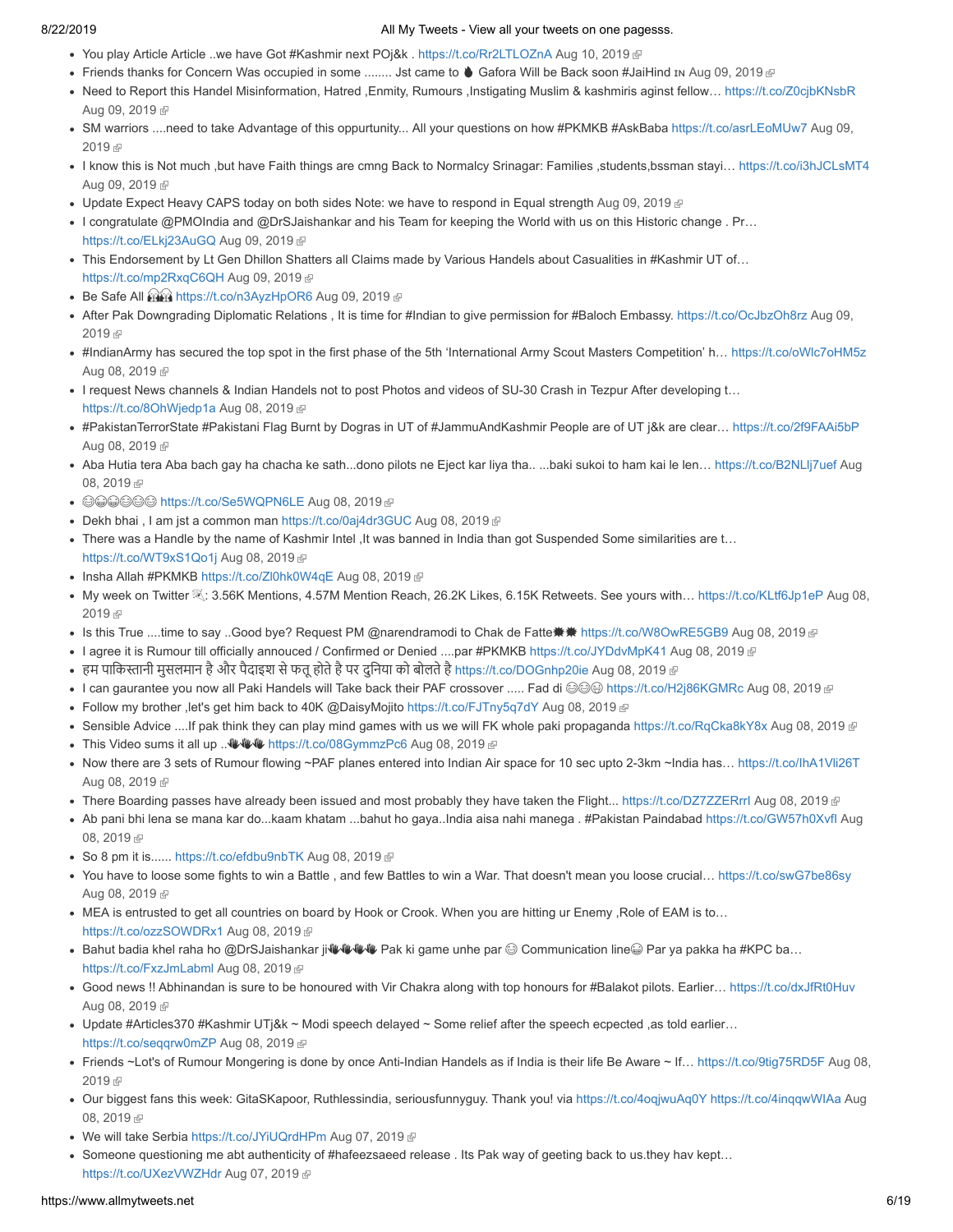- You play Article Article ..we have Got #Kashmir next POj&k . https://t.co/Rr2LTLOZnA Aug 10, 2019
- Friends thanks for Concern Was occupied in some ........ Jst came to 💧 Gafora Will be Back soon #JaiHind IN Aug 09, 2019
- Need to Report this Handel Misinformation, Hatred ,Enmity, Rumours ,Instigating Muslim & kashmiris aginst fellow… https://t.co/Z0cjbKNsbR Aug 09, 2019
- SM warriors ....need to take Advantage of this oppurtunity... All your questions on how #PKMKB #AskBaba https://t.co/asrLEoMUw7 Aug 09, 2019
- I know this is Not much ,but have Faith things are cmng Back to Normalcy Srinagar: Families ,students,bssman stayi… https://t.co/i3hJCLsMT4 Aug 09, 2019
- Update Expect Heavy CAPS today on both sides Note: we have to respond in Equal strength Aug 09, 2019
- I congratulate @PMOIndia and @DrSJaishankar and his Team for keeping the World with us on this Historic change . Pr… https://t.co/ELkj23AuGQ Aug 09, 2019
- This Endorsement by Lt Gen Dhillon Shatters all Claims made by Various Handels about Casualities in #Kashmir UT of… https://t.co/mp2RxqC6QH Aug 09, 2019
- Be Safe All 🙏🙏 https://t.co/n3AyzHpOR6 Aug 09, 2019
- After Pak Downgrading Diplomatic Relations , It is time for #Indian to give permission for #Baloch Embassy. https://t.co/OcJbzOh8rz Aug 09, 2019
- #IndianArmy has secured the top spot in the first phase of the 5th 'International Army Scout Masters Competition' h… https://t.co/oWlc7oHM5z Aug 08, 2019
- I request News channels & Indian Handels not to post Photos and videos of SU-30 Crash in Tezpur After developing t… https://t.co/8OhWjedp1a Aug 08, 2019
- #PakistanTerrorState #Pakistani Flag Burnt by Dogras in UT of #JammuAndKashmir People are of UT j&k are clear… https://t.co/2f9FAAi5bP Aug 08, 2019
- Aba Hutia tera Aba bach gay ha chacha ke sath...dono pilots ne Eject kar liya tha.. ...baki sukoi to ham kai le len… https://t.co/B2NLlj7uef Aug 08, 2019
- 😂😂😂😂😂😂 https://t.co/Se5WQPN6LE Aug 08, 2019
- Dekh bhai , I am jst a common man https://t.co/0aj4dr3GUC Aug 08, 2019
- There was a Handle by the name of Kashmir Intel ,It was banned in India than got Suspended Some similarities are t… https://t.co/WT9xS1Qo1j Aug 08, 2019
- Insha Allah #PKMKB https://t.co/Zl0hk0W4qE Aug 08, 2019
- My week on Twitter 🎉: 3.56K Mentions, 4.57M Mention Reach, 26.2K Likes, 6.15K Retweets. See yours with… https://t.co/KLtf6Jp1eP Aug 08, 2019
- Is this True ....time to say ..Good bye? Request PM @narendramodi to Chak de Fatte💥💥 https://t.co/W8OwRE5GB9 Aug 08, 2019
- I agree it is Rumour till officially annouced / Confirmed or Denied ....par #PKMKB https://t.co/JYDdvMpK41 Aug 08, 2019
- हम पाकिस्तानी मुसलमान है और पैदाइश से फतू होते है पर दुनिया को बोलते है https://t.co/DOGnhp20ie Aug 08, 2019
- I can gaurantee you now all Paki Handels will Take back their PAF crossover ..... Fad di 😂😂😂 https://t.co/H2j86KGMRc Aug 08, 2019
- Follow my brother ,let's get him back to 40K @DaisyMojito https://t.co/FJTny5q7dY Aug 08, 2019
- Sensible Advice ....If pak think they can play mind games with us we will FK whole paki propaganda https://t.co/RqCka8kY8x Aug 08, 2019
- This Video sums it all up ..👏👏👏 https://t.co/08GymmzPc6 Aug 08, 2019
- Now there are 3 sets of Rumour flowing ~PAF planes entered into Indian Air space for 10 sec upto 2-3km ~India has… https://t.co/IhA1Vli26T Aug 08, 2019
- There Boarding passes have already been issued and most probably they have taken the Flight... https://t.co/DZ7ZZERrrl Aug 08, 2019
- Ab pani bhi lena se mana kar do...kaam khatam ...bahut ho gaya..India aisa nahi manega . #Pakistan Paindabad https://t.co/GW57h0Xvfl Aug 08, 2019
- So 8 pm it is...... https://t.co/efdbu9nbTK Aug 08, 2019
- You have to loose some fights to win a Battle , and few Battles to win a War. That doesn't mean you loose crucial… https://t.co/swG7be86sy Aug 08, 2019
- MEA is entrusted to get all countries on board by Hook or Crook. When you are hitting ur Enemy ,Role of EAM is to… https://t.co/ozzSOWDRx1 Aug 08, 2019
- Bahut badia khel raha ho @DrSJaishankar ji👏👏👏👏 Pak ki game unhe par 😂 Communication line😂 Par ya pakka ha #KPC ba… https://t.co/FxzJmLabml Aug 08, 2019
- Good news !! Abhinandan is sure to be honoured with Vir Chakra along with top honours for #Balakot pilots. Earlier… https://t.co/dxJfRt0Huv Aug 08, 2019
- Update #Articles370 #Kashmir UTj&k ~ Modi speech delayed ~ Some relief after the speech ecpected ,as told earlier… https://t.co/seqqrw0mZP Aug 08, 2019
- Friends ~Lot's of Rumour Mongering is done by once Anti-Indian Handels as if India is their life Be Aware ~ If… https://t.co/9tig75RD5F Aug 08, 2019
- Our biggest fans this week: GitaSKapoor, Ruthlessindia, seriousfunnyguy. Thank you! via https://t.co/4oqjwuAq0Y https://t.co/4inqqwWIAa Aug 08, 2019
- We will take Serbia https://t.co/JYiUQrdHPm Aug 07, 2019
- Someone questioning me abt authenticity of #hafeezsaeed release . Its Pak way of geeting back to us.they hav kept… https://t.co/UXezVWZHdr Aug 07, 2019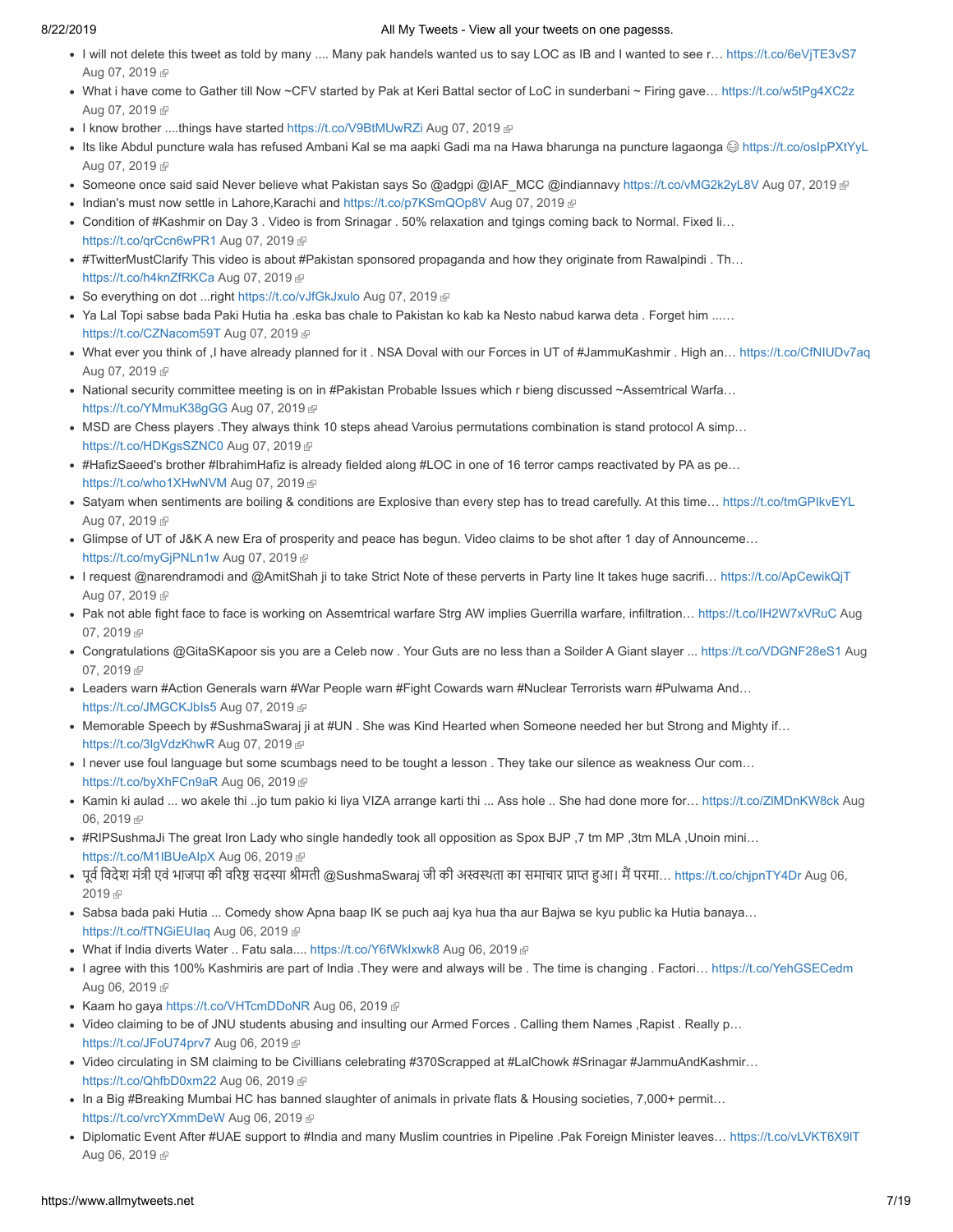- I will not delete this tweet as told by many .... Many pak handels wanted us to say LOC as IB and I wanted to see r… https://t.co/6eVjTE3vS7 Aug 07, 2019
- What i have come to Gather till Now ~CFV started by Pak at Keri Battal sector of LoC in sunderbani ~ Firing gave… https://t.co/w5tPg4XC2z Aug 07, 2019
- I know brother ....things have started https://t.co/V9BtMUwRZi Aug 07, 2019
- Its like Abdul puncture wala has refused Ambani Kal se ma aapki Gadi ma na Hawa bharunga na puncture lagaonga 😂 https://t.co/osIpPXtYyL Aug 07, 2019
- Someone once said said Never believe what Pakistan says So @adgpi @IAF_MCC @indiannavy https://t.co/vMG2k2yL8V Aug 07, 2019
- Indian's must now settle in Lahore,Karachi and https://t.co/p7KSmQOp8V Aug 07, 2019
- Condition of #Kashmir on Day 3 . Video is from Srinagar . 50% relaxation and tgings coming back to Normal. Fixed li… https://t.co/qrCcn6wPR1 Aug 07, 2019
- #TwitterMustClarify This video is about #Pakistan sponsored propaganda and how they originate from Rawalpindi . Th… https://t.co/h4knZfRKCa Aug 07, 2019
- So everything on dot ...right https://t.co/vJfGkJxulo Aug 07, 2019
- Ya Lal Topi sabse bada Paki Hutia ha .eska bas chale to Pakistan ko kab ka Nesto nabud karwa deta . Forget him ...… https://t.co/CZNacom59T Aug 07, 2019
- What ever you think of ,I have already planned for it . NSA Doval with our Forces in UT of #JammuKashmir . High an… https://t.co/CfNIUDv7aq Aug 07, 2019
- National security committee meeting is on in #Pakistan Probable Issues which r bieng discussed ~Assemtrical Warfa… https://t.co/YMmuK38gGG Aug 07, 2019
- MSD are Chess players .They always think 10 steps ahead Varoius permutations combination is stand protocol A simp… https://t.co/HDKgsSZNC0 Aug 07, 2019
- #HafizSaeed's brother #IbrahimHafiz is already fielded along #LOC in one of 16 terror camps reactivated by PA as pe… https://t.co/who1XHwNVM Aug 07, 2019
- Satyam when sentiments are boiling & conditions are Explosive than every step has to tread carefully. At this time… https://t.co/tmGPIkvEYL Aug 07, 2019
- Glimpse of UT of J&K A new Era of prosperity and peace has begun. Video claims to be shot after 1 day of Announceme… https://t.co/myGjPNLn1w Aug 07, 2019
- I request @narendramodi and @AmitShah ji to take Strict Note of these perverts in Party line It takes huge sacrifi… https://t.co/ApCewikQjT Aug 07, 2019
- Pak not able fight face to face is working on Assemtrical warfare Strg AW implies Guerrilla warfare, infiltration… https://t.co/IH2W7xVRuC Aug 07, 2019
- Congratulations @GitaSKapoor sis you are a Celeb now . Your Guts are no less than a Soilder A Giant slayer ... https://t.co/VDGNF28eS1 Aug 07, 2019
- Leaders warn #Action Generals warn #War People warn #Fight Cowards warn #Nuclear Terrorists warn #Pulwama And… https://t.co/JMGCKJbIs5 Aug 07, 2019
- Memorable Speech by #SushmaSwaraj ji at #UN . She was Kind Hearted when Someone needed her but Strong and Mighty if… https://t.co/3lgVdzKhwR Aug 07, 2019
- I never use foul language but some scumbags need to be tought a lesson . They take our silence as weakness Our com… https://t.co/byXhFCn9aR Aug 06, 2019
- Kamin ki aulad ... wo akele thi ..jo tum pakio ki liya VIZA arrange karti thi ... Ass hole .. She had done more for… https://t.co/ZlMDnKW8ck Aug 06, 2019
- #RIPSushmaJi The great Iron Lady who single handedly took all opposition as Spox BJP ,7 tm MP ,3tm MLA ,Unoin mini… https://t.co/M1IBUeAIpX Aug 06, 2019
- पूर्व विदेश मंत्री एवं भाजपा की वरिष्ठ सदस्या श्रीमती @SushmaSwaraj जी की अस्वस्थता का समाचार प्राप्त हुआ। मैं परमा… https://t.co/chjpnTY4Dr Aug 06, 2019
- Sabsa bada paki Hutia ... Comedy show Apna baap IK se puch aaj kya hua tha aur Bajwa se kyu public ka Hutia banaya… https://t.co/fTNGiEUIaq Aug 06, 2019
- What if India diverts Water .. Fatu sala.... https://t.co/Y6fWkIxwk8 Aug 06, 2019
- I agree with this 100% Kashmiris are part of India .They were and always will be . The time is changing . Factori… https://t.co/YehGSECedm Aug 06, 2019
- Kaam ho gaya https://t.co/VHTcmDDoNR Aug 06, 2019
- Video claiming to be of JNU students abusing and insulting our Armed Forces . Calling them Names ,Rapist . Really p… https://t.co/JFoU74prv7 Aug 06, 2019
- Video circulating in SM claiming to be Civillians celebrating #370Scrapped at #LalChowk #Srinagar #JammuAndKashmir… https://t.co/QhfbD0xm22 Aug 06, 2019
- In a Big #Breaking Mumbai HC has banned slaughter of animals in private flats & Housing societies, 7,000+ permit… https://t.co/vrcYXmmDeW Aug 06, 2019
- Diplomatic Event After #UAE support to #India and many Muslim countries in Pipeline .Pak Foreign Minister leaves… https://t.co/vLVKT6X9lT Aug 06, 2019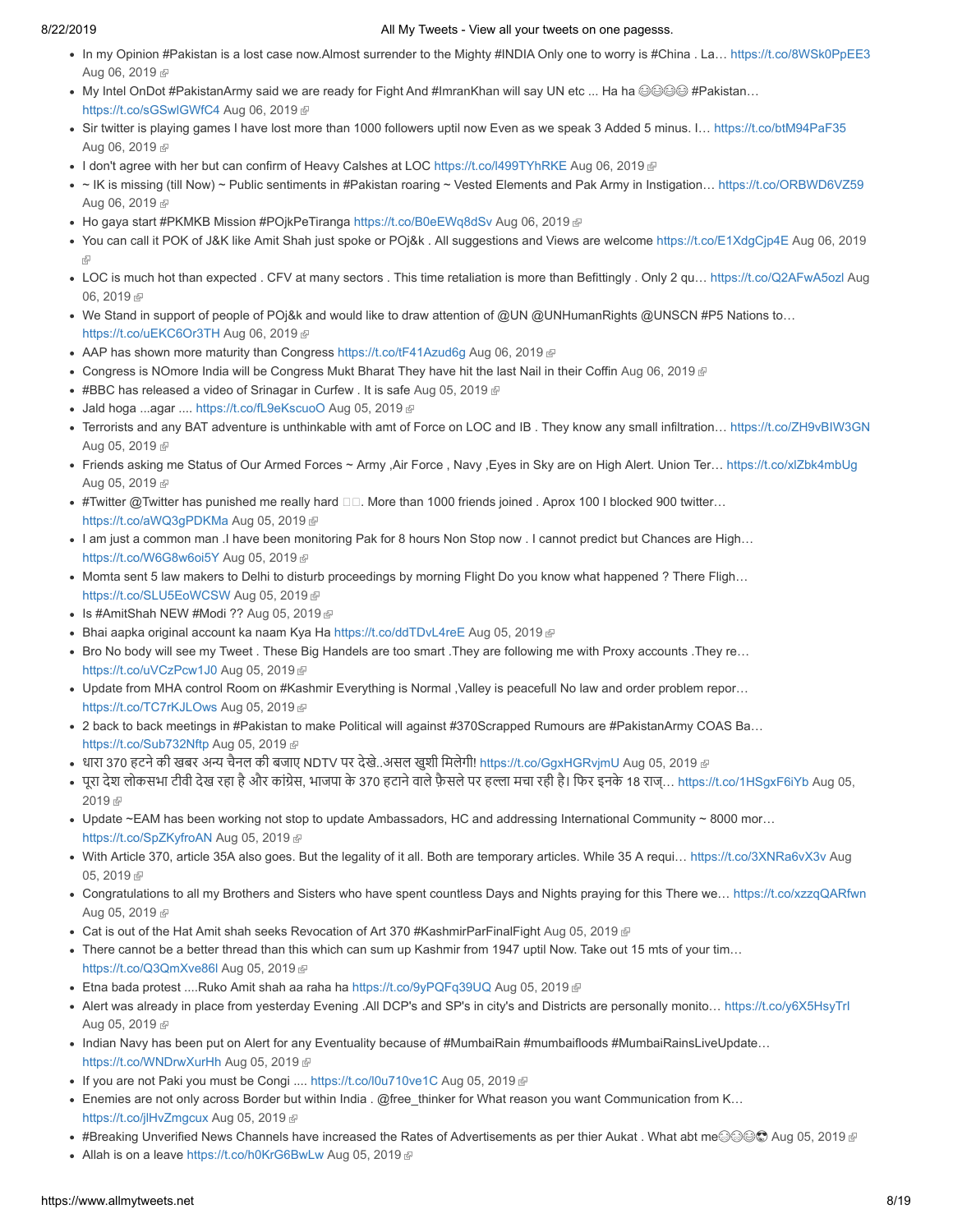- In my Opinion #Pakistan is a lost case now.Almost surrender to the Mighty #INDIA Only one to worry is #China . La… https://t.co/8WSk0PpEE3 Aug 06, 2019
- My Intel OnDot #PakistanArmy said we are ready for Fight And #ImranKhan will say UN etc ... Ha ha 😂😂😂😂 #Pakistan… https://t.co/sGSwlGWfC4 Aug 06, 2019
- Sir twitter is playing games I have lost more than 1000 followers uptil now Even as we speak 3 Added 5 minus. I… https://t.co/btM94PaF35 Aug 06, 2019
- I don't agree with her but can confirm of Heavy Calshes at LOC https://t.co/l499TYhRKE Aug 06, 2019
- ~ IK is missing (till Now) ~ Public sentiments in #Pakistan roaring ~ Vested Elements and Pak Army in Instigation… https://t.co/ORBWD6VZ59 Aug 06, 2019
- Ho gaya start #PKMKB Mission #POjkPeTiranga https://t.co/B0eEWq8dSv Aug 06, 2019
- You can call it POK of J&K like Amit Shah just spoke or POj&k . All suggestions and Views are welcome https://t.co/E1XdgCjp4E Aug 06, 2019
- LOC is much hot than expected . CFV at many sectors . This time retaliation is more than Befittingly . Only 2 qu… https://t.co/Q2AFwA5ozl Aug 06, 2019
- We Stand in support of people of POj&k and would like to draw attention of @UN @UNHumanRights @UNSCN #P5 Nations to… https://t.co/uEKC6Or3TH Aug 06, 2019
- AAP has shown more maturity than Congress https://t.co/tF41Azud6g Aug 06, 2019
- Congress is NOmore India will be Congress Mukt Bharat They have hit the last Nail in their Coffin Aug 06, 2019
- #BBC has released a video of Srinagar in Curfew . It is safe Aug 05, 2019
- Jald hoga ...agar .... https://t.co/fL9eKscuoO Aug 05, 2019
- Terrorists and any BAT adventure is unthinkable with amt of Force on LOC and IB . They know any small infiltration… https://t.co/ZH9vBIW3GN Aug 05, 2019
- Friends asking me Status of Our Armed Forces ~ Army ,Air Force , Navy ,Eyes in Sky are on High Alert. Union Ter… https://t.co/xlZbk4mbUg Aug 05, 2019
- #Twitter @Twitter has punished me really hard □□. More than 1000 friends joined . Aprox 100 I blocked 900 twitter… https://t.co/aWQ3gPDKMa Aug 05, 2019
- I am just a common man .I have been monitoring Pak for 8 hours Non Stop now . I cannot predict but Chances are High… https://t.co/W6G8w6oi5Y Aug 05, 2019
- Momta sent 5 law makers to Delhi to disturb proceedings by morning Flight Do you know what happened ? There Fligh… https://t.co/SLU5EoWCSW Aug 05, 2019
- Is #AmitShah NEW #Modi ?? Aug 05, 2019
- Bhai aapka original account ka naam Kya Ha https://t.co/ddTDvL4reE Aug 05, 2019
- Bro No body will see my Tweet . These Big Handels are too smart .They are following me with Proxy accounts .They re… https://t.co/uVCzPcw1J0 Aug 05, 2019
- Update from MHA control Room on #Kashmir Everything is Normal ,Valley is peacefull No law and order problem repor… https://t.co/TC7rKJLOws Aug 05, 2019
- 2 back to back meetings in #Pakistan to make Political will against #370Scrapped Rumours are #PakistanArmy COAS Ba… https://t.co/Sub732Nftp Aug 05, 2019
- धारा 370 हटने की खबर अन्य चैनल की बजाए NDTV पर देखे..असल खुशी मिलेगी! https://t.co/GgxHGRvjmU Aug 05, 2019
- पूरा देश लोकसभा टीवी देख रहा है और कांग्रेस, भाजपा के 370 हटाने वाले फ़ैसले पर हल्ला मचा रही है। फिर इनके 18 राज्… https://t.co/1HSgxF6iYb Aug 05, 2019
- Update ~EAM has been working not stop to update Ambassadors, HC and addressing International Community ~ 8000 mor… https://t.co/SpZKyfroAN Aug 05, 2019
- With Article 370, article 35A also goes. But the legality of it all. Both are temporary articles. While 35 A requi… https://t.co/3XNRa6vX3v Aug 05, 2019
- Congratulations to all my Brothers and Sisters who have spent countless Days and Nights praying for this There we… https://t.co/xzzqQARfwn Aug 05, 2019
- Cat is out of the Hat Amit shah seeks Revocation of Art 370 #KashmirParFinalFight Aug 05, 2019
- There cannot be a better thread than this which can sum up Kashmir from 1947 uptil Now. Take out 15 mts of your tim… https://t.co/Q3QmXve86l Aug 05, 2019
- Etna bada protest ....Ruko Amit shah aa raha ha https://t.co/9yPQFq39UQ Aug 05, 2019
- Alert was already in place from yesterday Evening .All DCP's and SP's in city's and Districts are personally monito… https://t.co/y6X5HsyTrl Aug 05, 2019
- Indian Navy has been put on Alert for any Eventuality because of #MumbaiRain #mumbaifloods #MumbaiRainsLiveUpdate… https://t.co/WNDrwXurHh Aug 05, 2019
- If you are not Paki you must be Congi .... https://t.co/l0u710ve1C Aug 05, 2019
- Enemies are not only across Border but within India . @free_thinker for What reason you want Communication from K… https://t.co/jlHvZmgcux Aug 05, 2019
- #Breaking Unverified News Channels have increased the Rates of Advertisements as per thier Aukat . What abt me😂😂😂😎 Aug 05, 2019
- Allah is on a leave https://t.co/h0KrG6BwLw Aug 05, 2019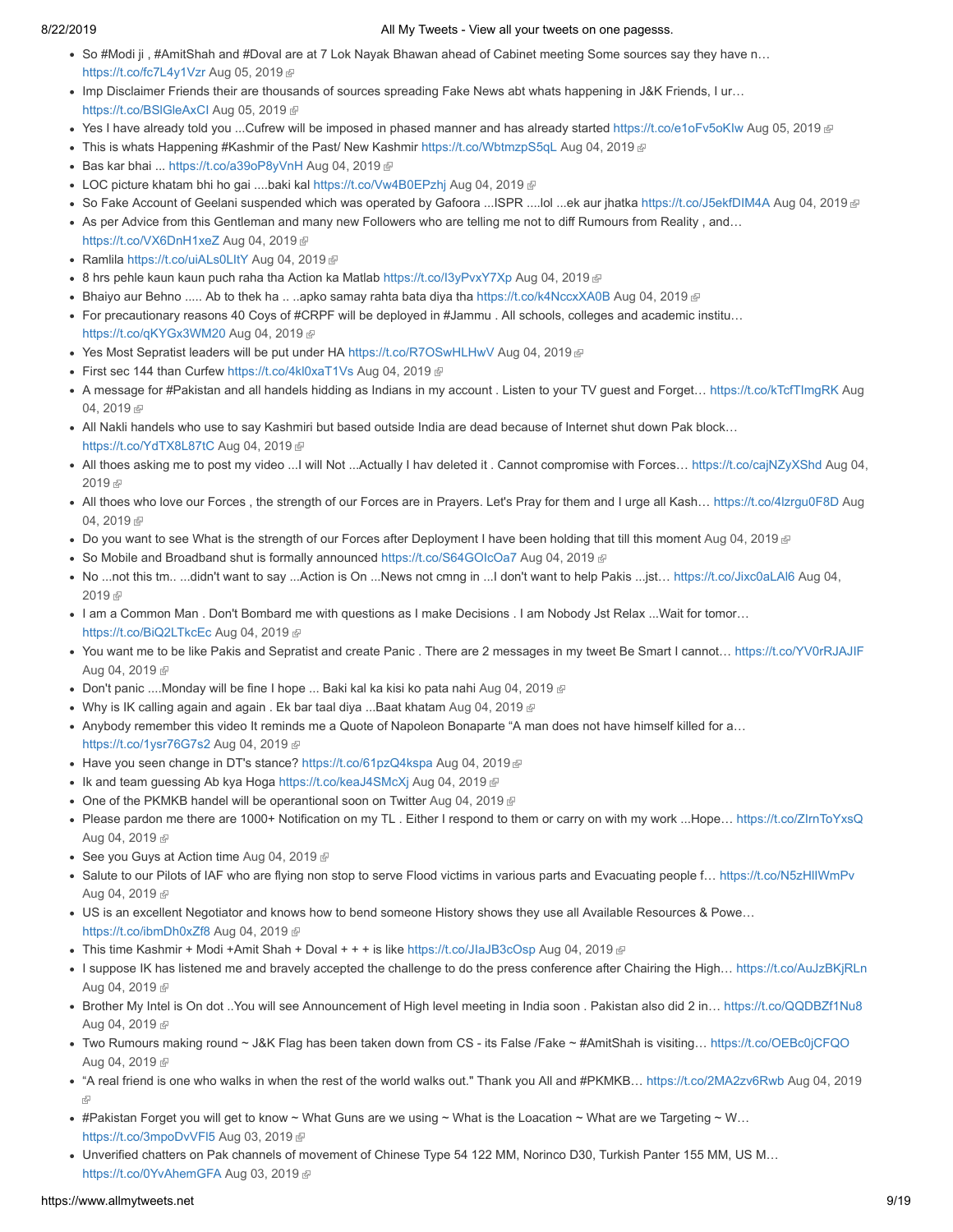- So #Modi ji , #AmitShah and #Doval are at 7 Lok Nayak Bhawan ahead of Cabinet meeting Some sources say they have n… https://t.co/fc7L4y1Vzr Aug 05, 2019
- Imp Disclaimer Friends their are thousands of sources spreading Fake News abt whats happening in J&K Friends, I ur… https://t.co/BSlGleAxCl Aug 05, 2019
- Yes I have already told you ...Cufrew will be imposed in phased manner and has already started https://t.co/e1oFv5oKIw Aug 05, 2019
- This is whats Happening #Kashmir of the Past/ New Kashmir https://t.co/WbtmzpS5qL Aug 04, 2019
- Bas kar bhai ... https://t.co/a39oP8yVnH Aug 04, 2019
- LOC picture khatam bhi ho gai ....baki kal https://t.co/Vw4B0EPzhj Aug 04, 2019
- So Fake Account of Geelani suspended which was operated by Gafoora ...ISPR ....lol ...ek aur jhatka https://t.co/J5ekfDIM4A Aug 04, 2019
- As per Advice from this Gentleman and many new Followers who are telling me not to diff Rumours from Reality , and… https://t.co/VX6DnH1xeZ Aug 04, 2019
- Ramlila https://t.co/uiALs0LItY Aug 04, 2019
- 8 hrs pehle kaun kaun puch raha tha Action ka Matlab https://t.co/I3yPvxY7Xp Aug 04, 2019
- Bhaiyo aur Behno ..... Ab to thek ha .. ..apko samay rahta bata diya tha https://t.co/k4NccxXA0B Aug 04, 2019
- For precautionary reasons 40 Coys of #CRPF will be deployed in #Jammu . All schools, colleges and academic institu… https://t.co/qKYGx3WM20 Aug 04, 2019
- Yes Most Sepratist leaders will be put under HA https://t.co/R7OSwHLHwV Aug 04, 2019
- First sec 144 than Curfew https://t.co/4kl0xaT1Vs Aug 04, 2019
- A message for #Pakistan and all handels hidding as Indians in my account . Listen to your TV guest and Forget… https://t.co/kTcfTImgRK Aug 04, 2019
- All Nakli handels who use to say Kashmiri but based outside India are dead because of Internet shut down Pak block… https://t.co/YdTX8L87tC Aug 04, 2019
- All thoes asking me to post my video ...I will Not ...Actually I hav deleted it . Cannot compromise with Forces… https://t.co/cajNZyXShd Aug 04, 2019
- All thoes who love our Forces , the strength of our Forces are in Prayers. Let's Pray for them and I urge all Kash… https://t.co/4lzrgu0F8D Aug 04, 2019
- Do you want to see What is the strength of our Forces after Deployment I have been holding that till this moment Aug 04, 2019
- So Mobile and Broadband shut is formally announced https://t.co/S64GOIcOa7 Aug 04, 2019
- No ...not this tm.. ...didn't want to say ...Action is On ...News not cmng in ...I don't want to help Pakis ...jst… https://t.co/Jixc0aLAl6 Aug 04, 2019
- I am a Common Man . Don't Bombard me with questions as I make Decisions . I am Nobody Jst Relax ...Wait for tomor… https://t.co/BiQ2LTkcEc Aug 04, 2019
- You want me to be like Pakis and Sepratist and create Panic . There are 2 messages in my tweet Be Smart I cannot… https://t.co/YV0rRJAJIF Aug 04, 2019
- Don't panic ....Monday will be fine I hope ... Baki kal ka kisi ko pata nahi Aug 04, 2019
- Why is IK calling again and again . Ek bar taal diya ...Baat khatam Aug 04, 2019
- Anybody remember this video It reminds me a Quote of Napoleon Bonaparte "A man does not have himself killed for a… https://t.co/1ysr76G7s2 Aug 04, 2019
- Have you seen change in DT's stance? https://t.co/61pzQ4kspa Aug 04, 2019
- Ik and team guessing Ab kya Hoga https://t.co/keaJ4SMcXj Aug 04, 2019
- One of the PKMKB handel will be operantional soon on Twitter Aug 04, 2019
- Please pardon me there are 1000+ Notification on my TL . Either I respond to them or carry on with my work ...Hope… https://t.co/ZIrnToYxsQ Aug 04, 2019
- See you Guys at Action time Aug 04, 2019
- Salute to our Pilots of IAF who are flying non stop to serve Flood victims in various parts and Evacuating people f… https://t.co/N5zHllWmPv Aug 04, 2019
- US is an excellent Negotiator and knows how to bend someone History shows they use all Available Resources & Powe… https://t.co/ibmDh0xZf8 Aug 04, 2019
- This time Kashmir + Modi +Amit Shah + Doval + + + is like https://t.co/JIaJB3cOsp Aug 04, 2019
- I suppose IK has listened me and bravely accepted the challenge to do the press conference after Chairing the High… https://t.co/AuJzBKjRLn Aug 04, 2019
- Brother My Intel is On dot ..You will see Announcement of High level meeting in India soon . Pakistan also did 2 in… https://t.co/QQDBZf1Nu8 Aug 04, 2019
- Two Rumours making round ~ J&K Flag has been taken down from CS - its False /Fake ~ #AmitShah is visiting… https://t.co/OEBc0jCFQO Aug 04, 2019
- "A real friend is one who walks in when the rest of the world walks out." Thank you All and #PKMKB… https://t.co/2MA2zv6Rwb Aug 04, 2019
- #Pakistan Forget you will get to know ~ What Guns are we using ~ What is the Loacation ~ What are we Targeting ~ W… https://t.co/3mpoDvVFl5 Aug 03, 2019
- Unverified chatters on Pak channels of movement of Chinese Type 54 122 MM, Norinco D30, Turkish Panter 155 MM, US M… https://t.co/0YvAhemGFA Aug 03, 2019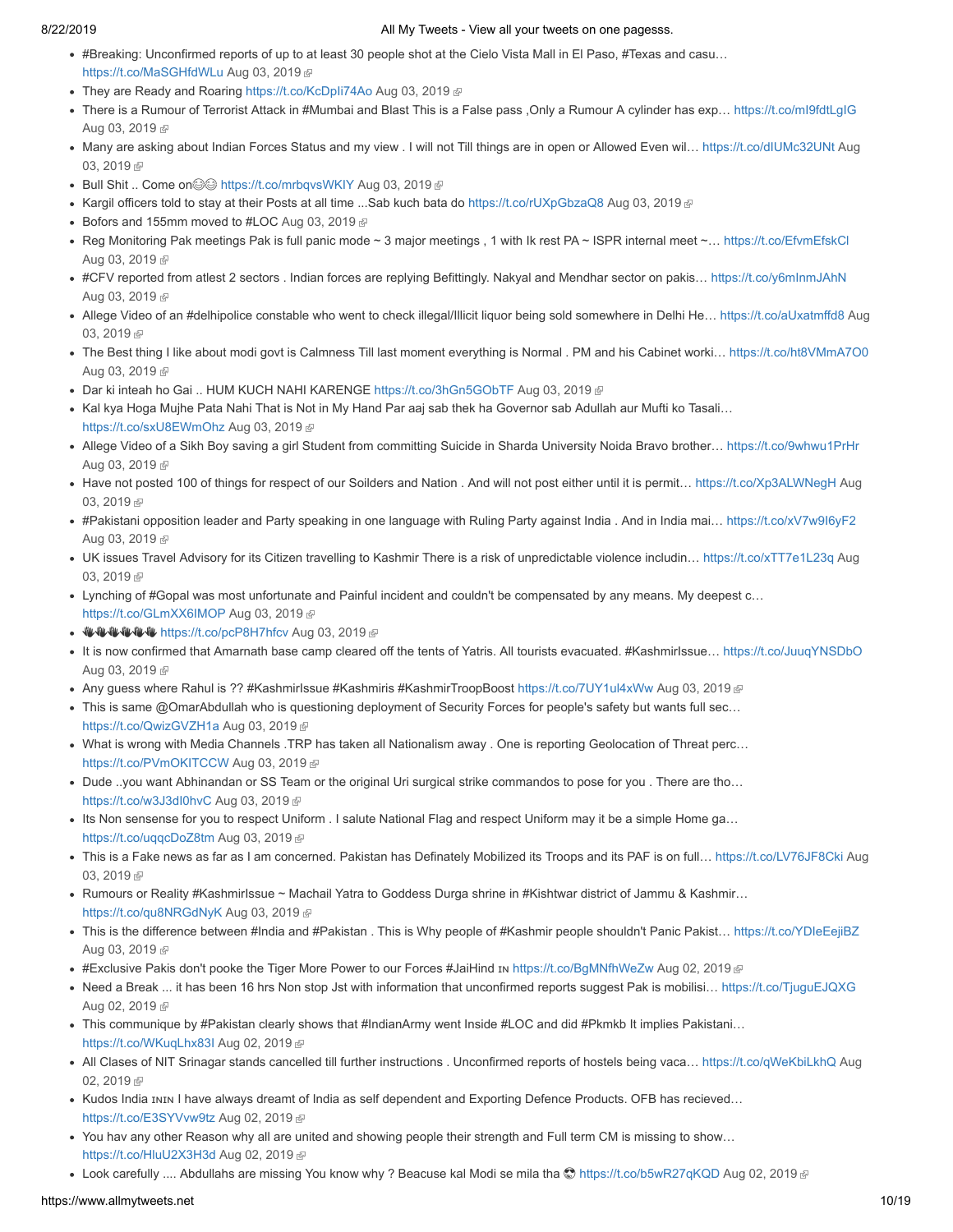- #Breaking: Unconfirmed reports of up to at least 30 people shot at the Cielo Vista Mall in El Paso, #Texas and casu… https://t.co/MaSGHfdWLu Aug 03, 2019
- They are Ready and Roaring https://t.co/KcDpIi74Ao Aug 03, 2019
- There is a Rumour of Terrorist Attack in #Mumbai and Blast This is a False pass ,Only a Rumour A cylinder has exp… https://t.co/mI9fdtLgIG Aug 03, 2019
- Many are asking about Indian Forces Status and my view . I will not Till things are in open or Allowed Even wil… https://t.co/dIUMc32UNt Aug 03, 2019
- Bull Shit .. Come on😂😂 https://t.co/mrbqvsWKIY Aug 03, 2019
- Kargil officers told to stay at their Posts at all time ...Sab kuch bata do https://t.co/rUXpGbzaQ8 Aug 03, 2019
- Bofors and 155mm moved to #LOC Aug 03, 2019
- Reg Monitoring Pak meetings Pak is full panic mode ~ 3 major meetings , 1 with Ik rest PA ~ ISPR internal meet ~… https://t.co/EfvmEfskCl Aug 03, 2019
- #CFV reported from atlest 2 sectors . Indian forces are replying Befittingly. Nakyal and Mendhar sector on pakis… https://t.co/y6mInmJAhN Aug 03, 2019
- Allege Video of an #delhipolice constable who went to check illegal/Illicit liquor being sold somewhere in Delhi He… https://t.co/aUxatmffd8 Aug 03, 2019
- The Best thing I like about modi govt is Calmness Till last moment everything is Normal . PM and his Cabinet worki… https://t.co/ht8VMmA7O0 Aug 03, 2019
- Dar ki inteah ho Gai .. HUM KUCH NAHI KARENGE https://t.co/3hGn5GObTF Aug 03, 2019
- Kal kya Hoga Mujhe Pata Nahi That is Not in My Hand Par aaj sab thek ha Governor sab Adullah aur Mufti ko Tasali… https://t.co/sxU8EWmOhz Aug 03, 2019
- Allege Video of a Sikh Boy saving a girl Student from committing Suicide in Sharda University Noida Bravo brother… https://t.co/9whwu1PrHr Aug 03, 2019
- Have not posted 100 of things for respect of our Soilders and Nation . And will not post either until it is permit… https://t.co/Xp3ALWNegH Aug 03, 2019
- #Pakistani opposition leader and Party speaking in one language with Ruling Party against India . And in India mai… https://t.co/xV7w9I6yF2 Aug 03, 2019
- UK issues Travel Advisory for its Citizen travelling to Kashmir There is a risk of unpredictable violence includin… https://t.co/xTT7e1L23q Aug 03, 2019
- Lynching of #Gopal was most unfortunate and Painful incident and couldn't be compensated by any means. My deepest c… https://t.co/GLmXX6IMOP Aug 03, 2019
- 👋👋👋👋👋👋 https://t.co/pcP8H7hfcv Aug 03, 2019
- It is now confirmed that Amarnath base camp cleared off the tents of Yatris. All tourists evacuated. #KashmirIssue… https://t.co/JuuqYNSDbO Aug 03, 2019
- Any guess where Rahul is ?? #KashmirIssue #Kashmiris #KashmirTroopBoost https://t.co/7UY1ul4xWw Aug 03, 2019
- This is same @OmarAbdullah who is questioning deployment of Security Forces for people's safety but wants full sec… https://t.co/QwizGVZH1a Aug 03, 2019
- What is wrong with Media Channels .TRP has taken all Nationalism away . One is reporting Geolocation of Threat perc… https://t.co/PVmOKITCCW Aug 03, 2019
- Dude ..you want Abhinandan or SS Team or the original Uri surgical strike commandos to pose for you . There are tho… https://t.co/w3J3dI0hvC Aug 03, 2019
- Its Non sensense for you to respect Uniform . I salute National Flag and respect Uniform may it be a simple Home ga… https://t.co/uqqcDoZ8tm Aug 03, 2019
- This is a Fake news as far as I am concerned. Pakistan has Definately Mobilized its Troops and its PAF is on full… https://t.co/LV76JF8Cki Aug 03, 2019
- Rumours or Reality #KashmirIssue ~ Machail Yatra to Goddess Durga shrine in #Kishtwar district of Jammu & Kashmir… https://t.co/qu8NRGdNyK Aug 03, 2019
- This is the difference between #India and #Pakistan . This is Why people of #Kashmir people shouldn't Panic Pakist… https://t.co/YDIeEejiBZ Aug 03, 2019
- #Exclusive Pakis don't pooke the Tiger More Power to our Forces #JaiHind 🇮🇳 https://t.co/BgMNfhWeZw Aug 02, 2019
- Need a Break ... it has been 16 hrs Non stop Jst with information that unconfirmed reports suggest Pak is mobilisi… https://t.co/TjuguEJQXG Aug 02, 2019
- This communique by #Pakistan clearly shows that #IndianArmy went Inside #LOC and did #Pkmkb It implies Pakistani… https://t.co/WKuqLhx83l Aug 02, 2019
- All Clases of NIT Srinagar stands cancelled till further instructions . Unconfirmed reports of hostels being vaca… https://t.co/qWeKbiLkhQ Aug 02, 2019
- Kudos India 🇮🇳🇮🇳 I have always dreamt of India as self dependent and Exporting Defence Products. OFB has recieved… https://t.co/E3SYVvw9tz Aug 02, 2019
- You hav any other Reason why all are united and showing people their strength and Full term CM is missing to show… https://t.co/HluU2X3H3d Aug 02, 2019
- Look carefully .... Abdullahs are missing You know why ? Beacuse kal Modi se mila tha 😎 https://t.co/b5wR27qKQD Aug 02, 2019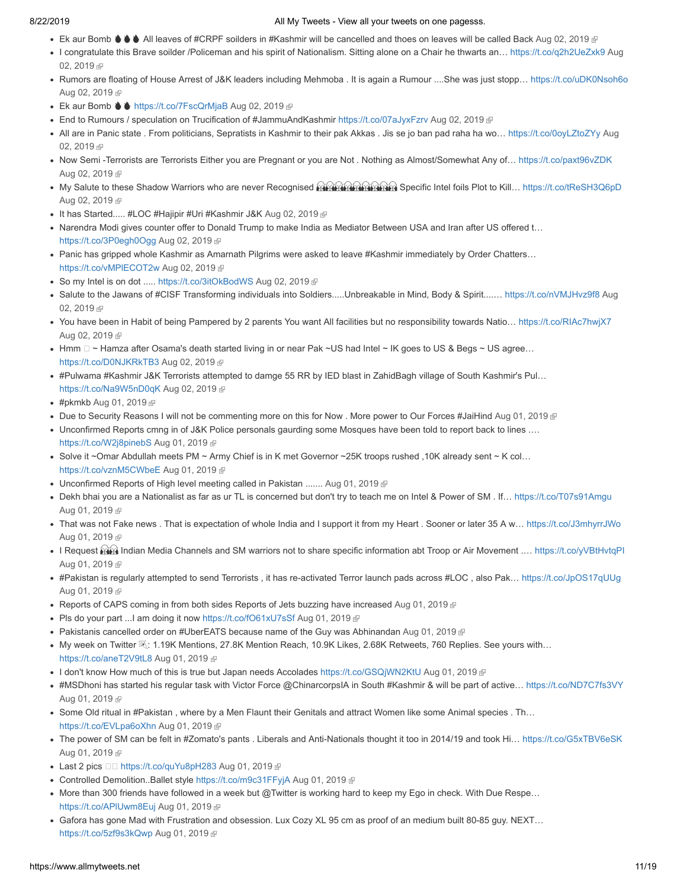- Ek aur Bomb 🔥🔥🔥 All leaves of #CRPF soilders in #Kashmir will be cancelled and thoes on leaves will be called Back Aug 02, 2019
- I congratulate this Brave soilder /Policeman and his spirit of Nationalism. Sitting alone on a Chair he thwarts an… https://t.co/q2h2UeZxk9 Aug 02, 2019
- Rumors are floating of House Arrest of J&K leaders including Mehmoba . It is again a Rumour ....She was just stopp… https://t.co/uDK0Nsoh6o Aug 02, 2019
- Ek aur Bomb 🔥🔥 https://t.co/7FscQrMjaB Aug 02, 2019
- End to Rumours / speculation on Trucification of #JammuAndKashmir https://t.co/07aJyxFzrv Aug 02, 2019
- All are in Panic state . From politicians, Sepratists in Kashmir to their pak Akkas . Jis se jo ban pad raha ha wo… https://t.co/0oyLZtoZYy Aug 02, 2019
- Now Semi -Terrorists are Terrorists Either you are Pregnant or you are Not . Nothing as Almost/Somewhat Any of… https://t.co/paxt96vZDK Aug 02, 2019
- My Salute to these Shadow Warriors who are never Recognised 🙌🙌🙌🙌🙌🙌🙌🙌🙌🙌 Specific Intel foils Plot to Kill… https://t.co/tReSH3Q6pD Aug 02, 2019
- It has Started..... #LOC #Hajipir #Uri #Kashmir J&K Aug 02, 2019
- Narendra Modi gives counter offer to Donald Trump to make India as Mediator Between USA and Iran after US offered t… https://t.co/3P0egh0Ogg Aug 02, 2019
- Panic has gripped whole Kashmir as Amarnath Pilgrims were asked to leave #Kashmir immediately by Order Chatters… https://t.co/vMPlECOT2w Aug 02, 2019
- So my Intel is on dot ..... https://t.co/3itOkBodWS Aug 02, 2019
- Salute to the Jawans of #CISF Transforming individuals into Soldiers.....Unbreakable in Mind, Body & Spirit....... https://t.co/nVMJHvz9f8 Aug 02, 2019
- You have been in Habit of being Pampered by 2 parents You want All facilities but no responsibility towards Natio… https://t.co/RIAc7hwjX7 Aug 02, 2019
- Hmm □ ~ Hamza after Osama's death started living in or near Pak ~US had Intel ~ IK goes to US & Begs ~ US agree… https://t.co/D0NJKRkTB3 Aug 02, 2019
- #Pulwama #Kashmir J&K Terrorists attempted to damge 55 RR by IED blast in ZahidBagh village of South Kashmir's Pul… https://t.co/Na9W5nD0qK Aug 02, 2019
- #pkmkb Aug 01, 2019
- Due to Security Reasons I will not be commenting more on this for Now . More power to Our Forces #JaiHind Aug 01, 2019
- Unconfirmed Reports cmng in of J&K Police personals gaurding some Mosques have been told to report back to lines …. https://t.co/W2j8pinebS Aug 01, 2019
- Solve it ~Omar Abdullah meets PM ~ Army Chief is in K met Governor ~25K troops rushed ,10K already sent ~ K col… https://t.co/vznM5CWbeE Aug 01, 2019
- Unconfirmed Reports of High level meeting called in Pakistan ....... Aug 01, 2019
- Dekh bhai you are a Nationalist as far as ur TL is concerned but don't try to teach me on Intel & Power of SM . If… https://t.co/T07s91Amgu Aug 01, 2019
- That was not Fake news . That is expectation of whole India and I support it from my Heart . Sooner or later 35 A w… https://t.co/J3mhyrrJWo Aug 01, 2019
- I Request 🙌🙌 Indian Media Channels and SM warriors not to share specific information abt Troop or Air Movement …. https://t.co/yVBtHvtqPI Aug 01, 2019
- #Pakistan is regularly attempted to send Terrorists , it has re-activated Terror launch pads across #LOC , also Pak… https://t.co/JpOS17qUUg Aug 01, 2019
- Reports of CAPS coming in from both sides Reports of Jets buzzing have increased Aug 01, 2019
- Pls do your part ...I am doing it now https://t.co/fO61xU7sSf Aug 01, 2019
- Pakistanis cancelled order on #UberEATS because name of the Guy was Abhinandan Aug 01, 2019
- My week on Twitter 🎉: 1.19K Mentions, 27.8K Mention Reach, 10.9K Likes, 2.68K Retweets, 760 Replies. See yours with… https://t.co/aneT2V9tL8 Aug 01, 2019
- I don't know How much of this is true but Japan needs Accolades https://t.co/GSQjWN2KtU Aug 01, 2019
- #MSDhoni has started his regular task with Victor Force @ChinarcorpsIA in South #Kashmir & will be part of active… https://t.co/ND7C7fs3VY Aug 01, 2019
- Some Old ritual in #Pakistan , where by a Men Flaunt their Genitals and attract Women like some Animal species . Th… https://t.co/EVLpa6oXhn Aug 01, 2019
- The power of SM can be felt in #Zomato's pants . Liberals and Anti-Nationals thought it too in 2014/19 and took Hi… https://t.co/G5xTBV6eSK Aug 01, 2019
- Last 2 pics □□ https://t.co/quYu8pH283 Aug 01, 2019
- Controlled Demolition..Ballet style https://t.co/m9c31FFyjA Aug 01, 2019
- More than 300 friends have followed in a week but @Twitter is working hard to keep my Ego in check. With Due Respe… https://t.co/APlUwm8Euj Aug 01, 2019
- Gafora has gone Mad with Frustration and obsession. Lux Cozy XL 95 cm as proof of an medium built 80-85 guy. NEXT… https://t.co/5zf9s3kQwp Aug 01, 2019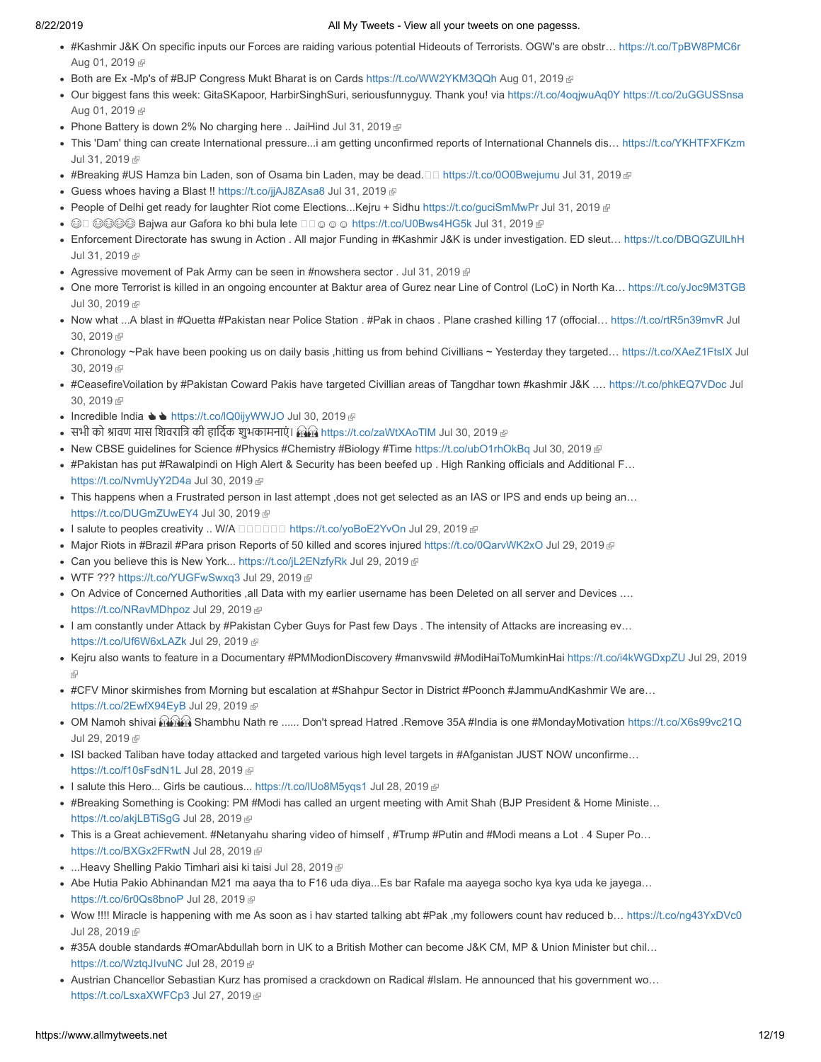- #Kashmir J&K On specific inputs our Forces are raiding various potential Hideouts of Terrorists. OGW's are obstr… https://t.co/TpBW8PMC6r Aug 01, 2019
- Both are Ex -Mp's of #BJP Congress Mukt Bharat is on Cards https://t.co/WW2YKM3QQh Aug 01, 2019
- Our biggest fans this week: GitaSKapoor, HarbirSinghSuri, seriousfunnyguy. Thank you! via https://t.co/4oqjwuAq0Y https://t.co/2uGGUSSnsa Aug 01, 2019
- Phone Battery is down 2% No charging here .. JaiHind Jul 31, 2019
- This 'Dam' thing can create International pressure...i am getting unconfirmed reports of International Channels dis… https://t.co/YKHTFXFKzm Jul 31, 2019
- #Breaking #US Hamza bin Laden, son of Osama bin Laden, may be dead.□□ https://t.co/0O0Bwejumu Jul 31, 2019
- Guess whoes having a Blast !! https://t.co/jjAJ8ZAsa8 Jul 31, 2019
- People of Delhi get ready for laughter Riot come Elections...Kejru + Sidhu https://t.co/guciSmMwPr Jul 31, 2019
- 😂□ 😂😂😂 Bajwa aur Gafora ko bhi bula lete □□☺☺☺ https://t.co/U0Bws4HG5k Jul 31, 2019
- Enforcement Directorate has swung in Action . All major Funding in #Kashmir J&K is under investigation. ED sleut… https://t.co/DBQGZUlLhH Jul 31, 2019
- Agressive movement of Pak Army can be seen in #nowshera sector . Jul 31, 2019
- One more Terrorist is killed in an ongoing encounter at Baktur area of Gurez near Line of Control (LoC) in North Ka… https://t.co/yJoc9M3TGB Jul 30, 2019
- Now what ...A blast in #Quetta #Pakistan near Police Station . #Pak in chaos . Plane crashed killing 17 (official… https://t.co/rtR5n39mvR Jul 30, 2019
- Chronology ~Pak have been pooking us on daily basis ,hitting us from behind Civillians ~ Yesterday they targeted… https://t.co/XAeZ1FtsIX Jul 30, 2019
- #CeasefireVoilation by #Pakistan Coward Pakis have targeted Civillian areas of Tangdhar town #kashmir J&K …. https://t.co/phkEQ7VDoc Jul 30, 2019
- Incredible India 👍👍 https://t.co/lQ0ijyWWJO Jul 30, 2019
- सभी को श्रावण मास शिवरात्रि की हार्दिक शुभकामनाएं। 🙏🙏 https://t.co/zaWtXAoTlM Jul 30, 2019
- New CBSE guidelines for Science #Physics #Chemistry #Biology #Time https://t.co/ubO1rhOkBq Jul 30, 2019
- #Pakistan has put #Rawalpindi on High Alert & Security has been beefed up . High Ranking officials and Additional F… https://t.co/NvmUyY2D4a Jul 30, 2019
- This happens when a Frustrated person in last attempt ,does not get selected as an IAS or IPS and ends up being an… https://t.co/DUGmZUwEY4 Jul 30, 2019
- I salute to peoples creativity .. W/A □□□□□□ https://t.co/yoBoE2YvOn Jul 29, 2019
- Major Riots in #Brazil #Para prison Reports of 50 killed and scores injured https://t.co/0QarvWK2xO Jul 29, 2019
- Can you believe this is New York... https://t.co/jL2ENzfyRk Jul 29, 2019
- WTF ??? https://t.co/YUGFwSwxq3 Jul 29, 2019
- On Advice of Concerned Authorities ,all Data with my earlier username has been Deleted on all server and Devices …. https://t.co/NRavMDhpoz Jul 29, 2019
- I am constantly under Attack by #Pakistan Cyber Guys for Past few Days . The intensity of Attacks are increasing ev… https://t.co/Uf6W6xLAZk Jul 29, 2019
- Kejru also wants to feature in a Documentary #PMModionDiscovery #manvswild #ModiHaiToMumkinHai https://t.co/i4kWGDxpZU Jul 29, 2019
- #CFV Minor skirmishes from Morning but escalation at #Shahpur Sector in District #Poonch #JammuAndKashmir We are… https://t.co/2EwfX94EyB Jul 29, 2019
- OM Namoh shivai 🙏🙏🙏 Shambhu Nath re ...... Don't spread Hatred .Remove 35A #India is one #MondayMotivation https://t.co/X6s99vc21Q Jul 29, 2019
- ISI backed Taliban have today attacked and targeted various high level targets in #Afganistan JUST NOW unconfirme… https://t.co/f10sFsdN1L Jul 28, 2019
- I salute this Hero... Girls be cautious... https://t.co/lUo8M5yqs1 Jul 28, 2019
- #Breaking Something is Cooking: PM #Modi has called an urgent meeting with Amit Shah (BJP President & Home Ministe… https://t.co/akjLBTiSgG Jul 28, 2019
- This is a Great achievement. #Netanyahu sharing video of himself , #Trump #Putin and #Modi means a Lot . 4 Super Po… https://t.co/BXGx2FRwtN Jul 28, 2019
- ...Heavy Shelling Pakio Timhari aisi ki taisi Jul 28, 2019
- Abe Hutia Pakio Abhinandan M21 ma aaya tha to F16 uda diya...Es bar Rafale ma aayega socho kya kya uda ke jayega… https://t.co/6r0Qs8bnoP Jul 28, 2019
- Wow !!!! Miracle is happening with me As soon as i hav started talking abt #Pak ,my followers count hav reduced b… https://t.co/ng43YxDVc0 Jul 28, 2019
- #35A double standards #OmarAbdullah born in UK to a British Mother can become J&K CM, MP & Union Minister but chil… https://t.co/WztqJIvuNC Jul 28, 2019
- Austrian Chancellor Sebastian Kurz has promised a crackdown on Radical #Islam. He announced that his government wo… https://t.co/LsxaXWFCp3 Jul 27, 2019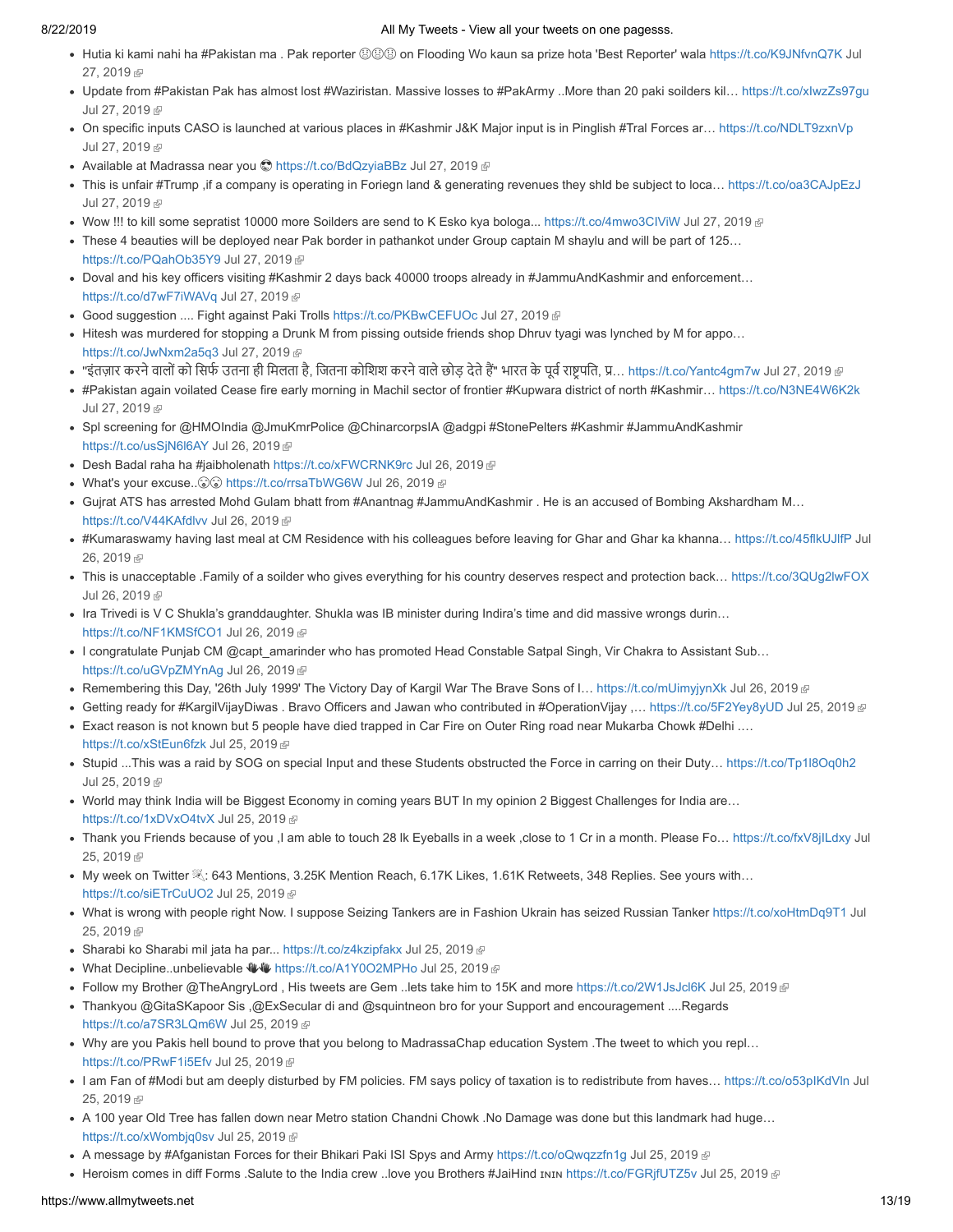- Hutia ki kami nahi ha #Pakistan ma . Pak reporter 😇😇😇 on Flooding Wo kaun sa prize hota 'Best Reporter' wala https://t.co/K9JNfvnQ7K Jul 27, 2019
- Update from #Pakistan Pak has almost lost #Waziristan. Massive losses to #PakArmy ..More than 20 paki soilders kil… https://t.co/xIwzZs97gu Jul 27, 2019
- On specific inputs CASO is launched at various places in #Kashmir J&K Major input is in Pinglish #Tral Forces ar… https://t.co/NDLT9zxnVp Jul 27, 2019
- Available at Madrassa near you 😎 https://t.co/BdQzyiaBBz Jul 27, 2019
- This is unfair #Trump ,if a company is operating in Foriegn land & generating revenues they shld be subject to loca… https://t.co/oa3CAJpEzJ Jul 27, 2019
- Wow !!! to kill some sepratist 10000 more Soilders are send to K Esko kya bologa... https://t.co/4mwo3ClViW Jul 27, 2019
- These 4 beauties will be deployed near Pak border in pathankot under Group captain M shaylu and will be part of 125… https://t.co/PQahOb35Y9 Jul 27, 2019
- Doval and his key officers visiting #Kashmir 2 days back 40000 troops already in #JammuAndKashmir and enforcement… https://t.co/d7wF7iWAVq Jul 27, 2019
- Good suggestion .... Fight against Paki Trolls https://t.co/PKBwCEFUOc Jul 27, 2019
- Hitesh was murdered for stopping a Drunk M from pissing outside friends shop Dhruv tyagi was lynched by M for appo… https://t.co/JwNxm2a5q3 Jul 27, 2019
- "इंतज़ार करने वालों को सिर्फ उतना ही मिलता है, जितना कोशिश करने वाले छोड़ देते हैं" भारत के पूर्व राष्ट्रपति, प्र… https://t.co/Yantc4gm7w Jul 27, 2019
- #Pakistan again voilated Cease fire early morning in Machil sector of frontier #Kupwara district of north #Kashmir… https://t.co/N3NE4W6K2k Jul 27, 2019
- Spl screening for @HMOIndia @JmuKmrPolice @ChinarcorpsIA @adgpi #StonePelters #Kashmir #JammuAndKashmir https://t.co/usSjN6l6AY Jul 26, 2019
- Desh Badal raha ha #jaibholenath https://t.co/xFWCRNK9rc Jul 26, 2019
- What's your excuse..😲😲 https://t.co/rrsaTbWG6W Jul 26, 2019
- Gujrat ATS has arrested Mohd Gulam bhatt from #Anantnag #JammuAndKashmir . He is an accused of Bombing Akshardham M… https://t.co/V44KAfdlvv Jul 26, 2019
- #Kumaraswamy having last meal at CM Residence with his colleagues before leaving for Ghar and Ghar ka khanna… https://t.co/45flkUJlfP Jul 26, 2019
- This is unacceptable .Family of a soilder who gives everything for his country deserves respect and protection back… https://t.co/3QUg2lwFOX Jul 26, 2019
- Ira Trivedi is V C Shukla's granddaughter. Shukla was IB minister during Indira's time and did massive wrongs durin… https://t.co/NF1KMSfCO1 Jul 26, 2019
- I congratulate Punjab CM @capt_amarinder who has promoted Head Constable Satpal Singh, Vir Chakra to Assistant Sub… https://t.co/uGVpZMYnAg Jul 26, 2019
- Remembering this Day, '26th July 1999' The Victory Day of Kargil War The Brave Sons of I… https://t.co/mUimyjynXk Jul 26, 2019
- Getting ready for #KargilVijayDiwas . Bravo Officers and Jawan who contributed in #OperationVijay ,… https://t.co/5F2Yey8yUD Jul 25, 2019
- Exact reason is not known but 5 people have died trapped in Car Fire on Outer Ring road near Mukarba Chowk #Delhi …. https://t.co/xStEun6fzk Jul 25, 2019
- Stupid ...This was a raid by SOG on special Input and these Students obstructed the Force in carring on their Duty… https://t.co/Tp1l8Oq0h2 Jul 25, 2019
- World may think India will be Biggest Economy in coming years BUT In my opinion 2 Biggest Challenges for India are… https://t.co/1xDVxO4tvX Jul 25, 2019
- Thank you Friends because of you ,I am able to touch 28 lk Eyeballs in a week ,close to 1 Cr in a month. Please Fo… https://t.co/fxV8jILdxy Jul 25, 2019
- My week on Twitter 🎉: 643 Mentions, 3.25K Mention Reach, 6.17K Likes, 1.61K Retweets, 348 Replies. See yours with… https://t.co/siETrCuUO2 Jul 25, 2019
- What is wrong with people right Now. I suppose Seizing Tankers are in Fashion Ukrain has seized Russian Tanker https://t.co/xoHtmDq9T1 Jul 25, 2019
- Sharabi ko Sharabi mil jata ha par... https://t.co/z4kzipfakx Jul 25, 2019
- What Decipline..unbelievable 👏👏 https://t.co/A1YO2MPHo Jul 25, 2019
- Follow my Brother @TheAngryLord , His tweets are Gem ..lets take him to 15K and more https://t.co/2W1JsJcl6K Jul 25, 2019
- Thankyou @GitaSKapoor Sis ,@ExSecular di and @squintneon bro for your Support and encouragement ....Regards https://t.co/a7SR3LQm6W Jul 25, 2019
- Why are you Pakis hell bound to prove that you belong to MadrassaChap education System .The tweet to which you repl… https://t.co/PRwF1i5Efv Jul 25, 2019
- I am Fan of #Modi but am deeply disturbed by FM policies. FM says policy of taxation is to redistribute from haves… https://t.co/o53pIKdVln Jul 25, 2019
- A 100 year Old Tree has fallen down near Metro station Chandni Chowk .No Damage was done but this landmark had huge… https://t.co/xWombjq0sv Jul 25, 2019
- A message by #Afganistan Forces for their Bhikari Paki ISI Spys and Army https://t.co/oQwqzzfn1g Jul 25, 2019
- Heroism comes in diff Forms .Salute to the India crew ..love you Brothers #JaiHind ININ https://t.co/FGRjfUTZ5v Jul 25, 2019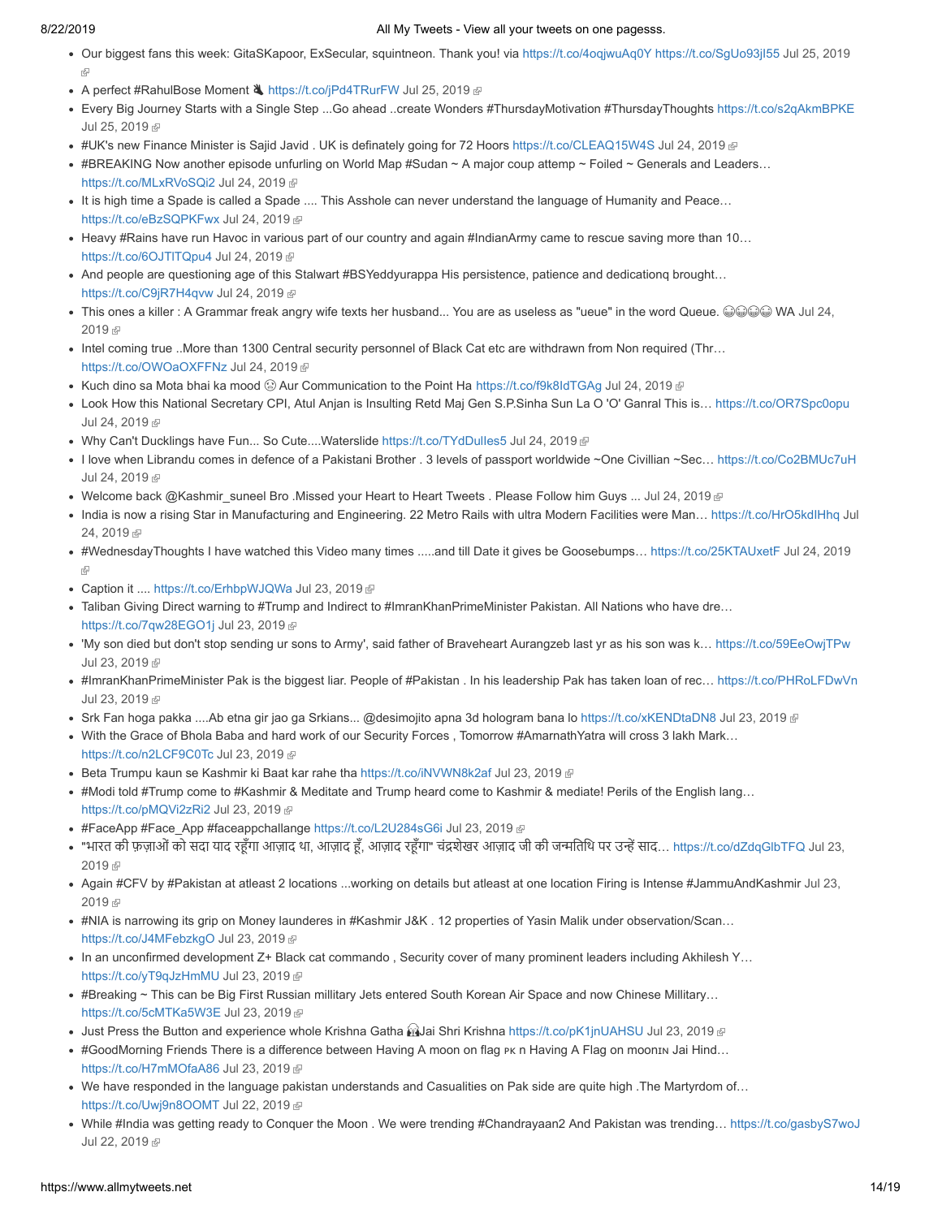- Our biggest fans this week: GitaSKapoor, ExSecular, squintneon. Thank you! via https://t.co/4oqjwuAq0Y https://t.co/SgUo93jI55 Jul 25, 2019 🗗
- A perfect #RahulBose Moment 🍌 https://t.co/jPd4TRurFW Jul 25, 2019 🗗
- Every Big Journey Starts with a Single Step ...Go ahead ..create Wonders #ThursdayMotivation #ThursdayThoughts https://t.co/s2qAkmBPKE Jul 25, 2019 🗗
- #UK's new Finance Minister is Sajid Javid . UK is definately going for 72 Hoors https://t.co/CLEAQ15W4S Jul 24, 2019 🗗
- #BREAKING Now another episode unfurling on World Map #Sudan ~ A major coup attemp ~ Foiled ~ Generals and Leaders… https://t.co/MLxRVoSQi2 Jul 24, 2019 🗗
- It is high time a Spade is called a Spade .... This Asshole can never understand the language of Humanity and Peace… https://t.co/eBzSQPKFwx Jul 24, 2019 🗗
- Heavy #Rains have run Havoc in various part of our country and again #IndianArmy came to rescue saving more than 10… https://t.co/6OJTITQpu4 Jul 24, 2019 🗗
- And people are questioning age of this Stalwart #BSYeddyurappa His persistence, patience and dedicationq brought… https://t.co/C9jR7H4qvw Jul 24, 2019 🗗
- This ones a killer : A Grammar freak angry wife texts her husband... You are as useless as "ueue" in the word Queue. 😂😂😂😂 WA Jul 24, 2019 🗗
- Intel coming true ..More than 1300 Central security personnel of Black Cat etc are withdrawn from Non required (Thr… https://t.co/OWOaOXFFNz Jul 24, 2019 🗗
- Kuch dino sa Mota bhai ka mood ☹ Aur Communication to the Point Ha https://t.co/f9k8IdTGAg Jul 24, 2019 🗗
- Look How this National Secretary CPI, Atul Anjan is Insulting Retd Maj Gen S.P.Sinha Sun La O 'O' Ganral This is… https://t.co/OR7Spc0opu Jul 24, 2019 🗗
- Why Can't Ducklings have Fun... So Cute....Waterslide https://t.co/TYdDuIles5 Jul 24, 2019 🗗
- I love when Librandu comes in defence of a Pakistani Brother . 3 levels of passport worldwide ~One Civillian ~Sec… https://t.co/Co2BMUc7uH Jul 24, 2019 🗗
- Welcome back @Kashmir_suneel Bro .Missed your Heart to Heart Tweets . Please Follow him Guys ... Jul 24, 2019 🗗
- India is now a rising Star in Manufacturing and Engineering. 22 Metro Rails with ultra Modern Facilities were Man… https://t.co/HrO5kdIHhq Jul 24, 2019 🗗
- #WednesdayThoughts I have watched this Video many times .....and till Date it gives be Goosebumps… https://t.co/25KTAUxetF Jul 24, 2019 🗗
- Caption it .... https://t.co/ErhbpWJQWa Jul 23, 2019 🗗
- Taliban Giving Direct warning to #Trump and Indirect to #ImranKhanPrimeMinister Pakistan. All Nations who have dre… https://t.co/7qw28EGO1j Jul 23, 2019 🗗
- 'My son died but don't stop sending ur sons to Army', said father of Braveheart Aurangzeb last yr as his son was k… https://t.co/59EeOwjTPw Jul 23, 2019 🗗
- #ImranKhanPrimeMinister Pak is the biggest liar. People of #Pakistan . In his leadership Pak has taken loan of rec… https://t.co/PHRoLFDwVn Jul 23, 2019 🗗
- Srk Fan hoga pakka ....Ab etna gir jao ga Srkians... @desimojito apna 3d hologram bana lo https://t.co/xKENDtaDN8 Jul 23, 2019 🗗
- With the Grace of Bhola Baba and hard work of our Security Forces , Tomorrow #AmarnathYatra will cross 3 lakh Mark… https://t.co/n2LCF9C0Tc Jul 23, 2019 🗗
- Beta Trumpu kaun se Kashmir ki Baat kar rahe tha https://t.co/iNVWN8k2af Jul 23, 2019 🗗
- #Modi told #Trump come to #Kashmir & Meditate and Trump heard come to Kashmir & mediate! Perils of the English lang… https://t.co/pMQVi2zRi2 Jul 23, 2019 🗗
- #FaceApp #Face_App #faceappchallange https://t.co/L2U284sG6i Jul 23, 2019 🗗
- "भारत की फ़ज़ाओं को सदा याद रहूँगा आज़ाद था, आज़ाद हूँ, आज़ाद रहूँगा" चंद्रशेखर आज़ाद जी की जन्मतिथि पर उन्हें साद… https://t.co/dZdqGlbTFQ Jul 23, 2019 🗗
- Again #CFV by #Pakistan at atleast 2 locations ...working on details but atleast at one location Firing is Intense #JammuAndKashmir Jul 23, 2019 🗗
- #NIA is narrowing its grip on Money launderes in #Kashmir J&K . 12 properties of Yasin Malik under observation/Scan… https://t.co/J4MFebzkgO Jul 23, 2019 🗗
- In an unconfirmed development Z+ Black cat commando , Security cover of many prominent leaders including Akhilesh Y… https://t.co/yT9qJzHmMU Jul 23, 2019 🗗
- #Breaking ~ This can be Big First Russian millitary Jets entered South Korean Air Space and now Chinese Millitary… https://t.co/5cMTKa5W3E Jul 23, 2019 🗗
- Just Press the Button and experience whole Krishna Gatha 🎧Jai Shri Krishna https://t.co/pK1jnUAHSU Jul 23, 2019 🗗
- #GoodMorning Friends There is a difference between Having A moon on flag PK n Having A Flag on moonIN Jai Hind… https://t.co/H7mMOfaA86 Jul 23, 2019 🗗
- We have responded in the language pakistan understands and Casualities on Pak side are quite high .The Martyrdom of… https://t.co/Uwj9n8OOMT Jul 22, 2019 🗗
- While #India was getting ready to Conquer the Moon . We were trending #Chandrayaan2 And Pakistan was trending… https://t.co/gasbyS7woJ Jul 22, 2019 🗗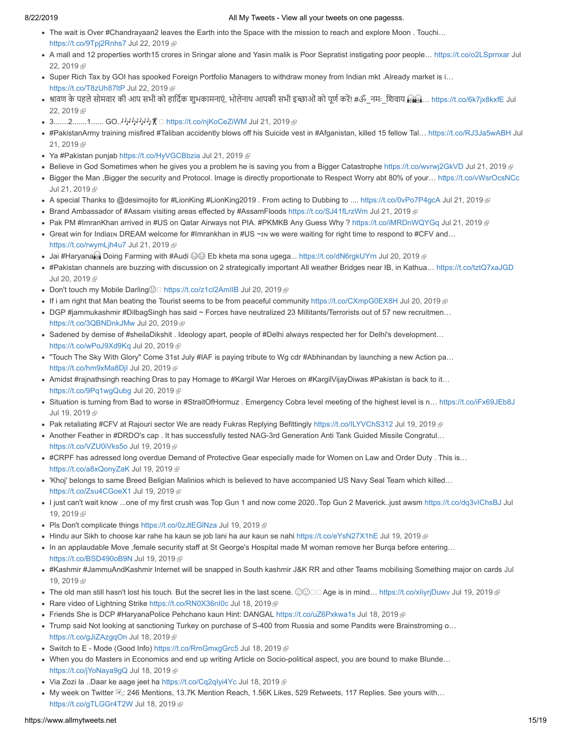- The wait is Over #Chandrayaan2 leaves the Earth into the Space with the mission to reach and explore Moon . Touchi… https://t.co/9Tpj2Rnhs7 Jul 22, 2019
- A mall and 12 properties worth15 crores in Sringar alone and Yasin malik is Poor Sepratist instigating poor people… https://t.co/o2LSprnxar Jul 22, 2019
- Super Rich Tax by GOI has spooked Foreign Portfolio Managers to withdraw money from Indian mkt .Already market is i… https://t.co/T8zUh87ltP Jul 22, 2019
- श्रावण के पहले सोमवार की आप सभी को हार्दिक शुभकामनाएं, भोलेनाथ आपकी सभी इच्छाओं को पूर्ण करें! #ॐ_नमः_शिवाय 🙏🙏… https://t.co/6k7jx8kxfE Jul 22, 2019
- 3.......2.......1...... GO..🎶🎶🎶🎶🏌 https://t.co/njKoCeZiWM Jul 21, 2019
- #PakistanArmy training misfired #Taliban accidently blows off his Suicide vest in #Afganistan, killed 15 fellow Tal… https://t.co/RJ3Ja5wABH Jul 21, 2019
- Ya #Pakistan punjab https://t.co/HyVGCBbzia Jul 21, 2019
- Believe in God Sometimes when he gives you a problem he is saving you from a Bigger Catastrophe https://t.co/wvrwj2GkVD Jul 21, 2019
- Bigger the Man ,Bigger the security and Protocol. Image is directly proportionate to Respect Worry abt 80% of your… https://t.co/vWsrOcsNCc Jul 21, 2019
- A special Thanks to @desimojito for #LionKing #LionKing2019 . From acting to Dubbing to .... https://t.co/0vPo7P4gcA Jul 21, 2019
- Brand Ambassador of #Assam visiting areas effected by #AssamFloods https://t.co/SJ41fLrzWm Jul 21, 2019
- Pak PM #ImranKhan arrived in #US on Qatar Airways not PIA. #PKMKB Any Guess Why ? https://t.co/iMRDnWQYGq Jul 21, 2019
- Great win for IndiaIN DREAM welcome for #Imrankhan in #US ~IN we were waiting for right time to respond to #CFV and… https://t.co/rwymLjh4u7 Jul 21, 2019
- Jai #Haryana🙏 Doing Farming with #Audi 😂😂 Eb kheta ma sona ugega... https://t.co/dN6rgkUYrn Jul 20, 2019
- #Pakistan channels are buzzing with discussion on 2 strategically important All weather Bridges near IB, in Kathua… https://t.co/tztQ7xaJGD Jul 20, 2019
- Don't touch my Mobile Darling😉 https://t.co/z1cl2AmIIB Jul 20, 2019
- If i am right that Man beating the Tourist seems to be from peaceful community https://t.co/CXmpG0EX8H Jul 20, 2019
- DGP #jammukashmir #DilbagSingh has said ~ Forces have neutralized 23 Millitants/Terrorists out of 57 new recruitmen… https://t.co/3QBNDnkJMw Jul 20, 2019
- Sadened by demise of #sheilaDikshit . Ideology apart, people of #Delhi always respected her for Delhi's development… https://t.co/wPoJ9Xd9Kq Jul 20, 2019
- "Touch The Sky With Glory" Come 31st July #IAF is paying tribute to Wg cdr #Abhinandan by launching a new Action pa… https://t.co/hm9xMa8DjI Jul 20, 2019
- Amidst #rajnathsingh reaching Dras to pay Homage to #Kargil War Heroes on #KargilVijayDiwas #Pakistan is back to it… https://t.co/9Pq1wgQubg Jul 20, 2019
- Situation is turning from Bad to worse in #StraitOfHormuz . Emergency Cobra level meeting of the highest level is n… https://t.co/iFx69JEb8J Jul 19, 2019
- Pak retaliating #CFV at Rajouri sector We are ready Fukras Replying Befittingly https://t.co/lLYVChS312 Jul 19, 2019
- Another Feather in #DRDO's cap . It has successfully tested NAG-3rd Generation Anti Tank Guided Missile Congratul… https://t.co/VZU0iVks5o Jul 19, 2019
- #CRPF has adressed long overdue Demand of Protective Gear especially made for Women on Law and Order Duty . This is… https://t.co/a8xQonyZaK Jul 19, 2019
- 'Khoj' belongs to same Breed Beligian Malinios which is believed to have accompanied US Navy Seal Team which killed… https://t.co/Zsu4CGoeX1 Jul 19, 2019
- I just can't wait know ...one of my first crush was Top Gun 1 and now come 2020..Top Gun 2 Maverick..just awsm https://t.co/dq3vIChsBJ Jul 19, 2019
- Pls Don't complicate things https://t.co/0zJtEGlNza Jul 19, 2019
- Hindu aur Sikh to choose kar rahe ha kaun se job lani ha aur kaun se nahi https://t.co/eYsN27X1hE Jul 19, 2019
- In an applaudable Move ,female security staff at St George's Hospital made M woman remove her Burqa before entering… https://t.co/BSD490oB9N Jul 19, 2019
- #Kashmir #JammuAndKashmir Internet will be snapped in South kashmir J&K RR and other Teams mobilising Something major on cards Jul 19, 2019
- The old man still hasn't lost his touch. But the secret lies in the last scene. 😉😉 Age is in mind… https://t.co/xIiyrjDuwv Jul 19, 2019
- Rare video of Lightning Strike https://t.co/RN0X36nI0c Jul 18, 2019
- Friends She is DCP #HaryanaPolice Pehchano kaun Hint: DANGAL https://t.co/uZ6Pxkwa1s Jul 18, 2019
- Trump said Not looking at sanctioning Turkey on purchase of S-400 from Russia and some Pandits were Brainstroming o… https://t.co/gJiZAzgqOn Jul 18, 2019
- Switch to E - Mode (Good Info) https://t.co/RmGmxgGrc5 Jul 18, 2019
- When you do Masters in Economics and end up writing Article on Socio-political aspect, you are bound to make Blunde… https://t.co/jYoNaya9gQ Jul 18, 2019
- Via Zozi la ..Daar ke aage jeet ha https://t.co/Cq2qIyi4Yc Jul 18, 2019
- My week on Twitter 🎉: 246 Mentions, 13.7K Mention Reach, 1.56K Likes, 529 Retweets, 117 Replies. See yours with… https://t.co/gTLGGr4T2W Jul 18, 2019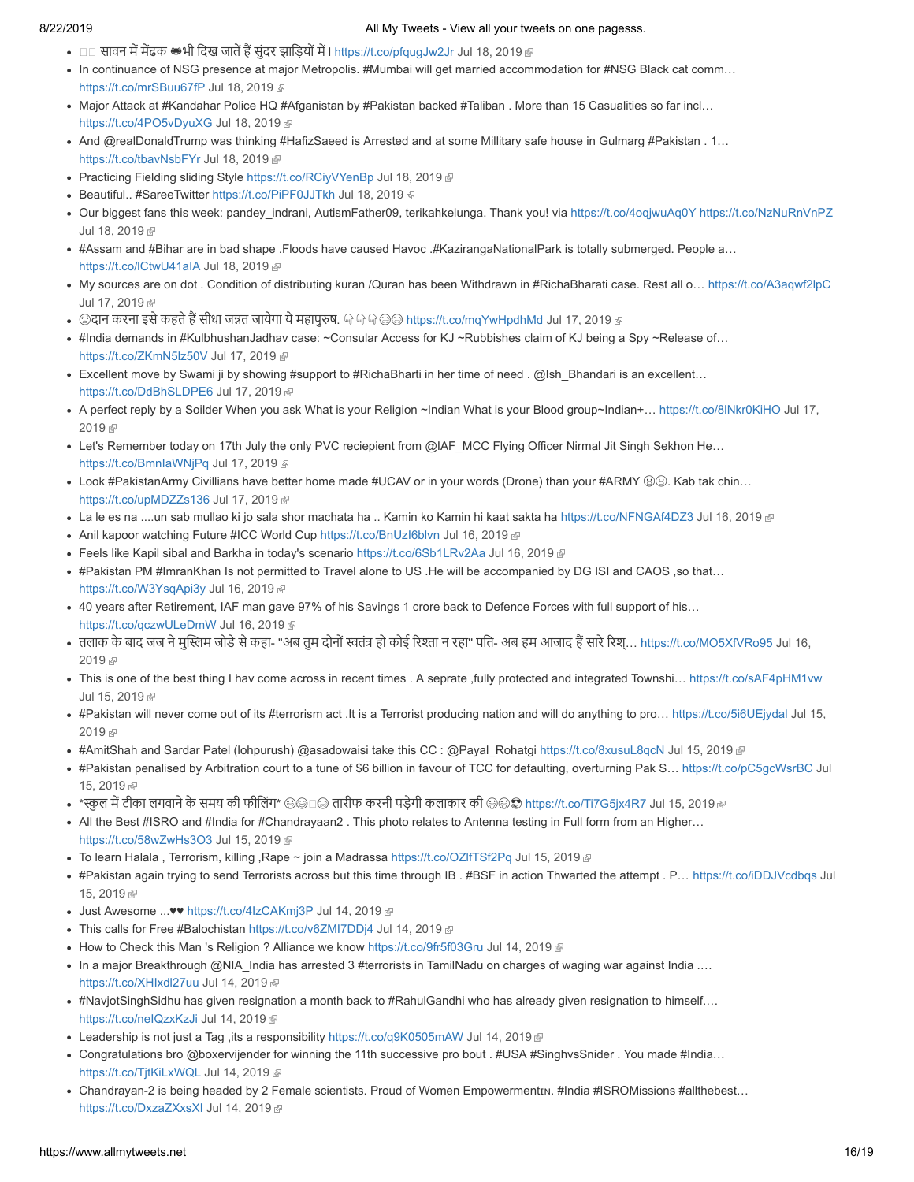- □□ सावन में मेंढक 🐸भी दिख जातें हैं सुंदर झाड़ियों में। https://t.co/pfqugJw2Jr Jul 18, 2019
- In continuance of NSG presence at major Metropolis. #Mumbai will get married accommodation for #NSG Black cat comm… https://t.co/mrSBuu67fP Jul 18, 2019
- Major Attack at #Kandahar Police HQ #Afganistan by #Pakistan backed #Taliban . More than 15 Casualities so far incl… https://t.co/4PO5vDyuXG Jul 18, 2019
- And @realDonaldTrump was thinking #HafizSaeed is Arrested and at some Millitary safe house in Gulmarg #Pakistan . 1… https://t.co/tbavNsbFYr Jul 18, 2019
- Practicing Fielding sliding Style https://t.co/RCiyVYenBp Jul 18, 2019
- Beautiful.. #SareeTwitter https://t.co/PiPF0JJTkh Jul 18, 2019
- Our biggest fans this week: pandey_indrani, AutismFather09, terikahkelunga. Thank you! via https://t.co/4oqjwuAq0Y https://t.co/NzNuRnVnPZ Jul 18, 2019
- #Assam and #Bihar are in bad shape .Floods have caused Havoc .#KazirangaNationalPark is totally submerged. People a… https://t.co/lCtwU41aIA Jul 18, 2019
- My sources are on dot . Condition of distributing kuran /Quran has been Withdrawn in #RichaBharati case. Rest all o… https://t.co/A3aqwf2lpC Jul 17, 2019
- 😊दान करना इसे कहते हैं सीधा जन्नत जायेगा ये महापुरुष. 🤣🤣🤣😂😂 https://t.co/mqYwHpdhMd Jul 17, 2019
- #India demands in #KulbhushanJadhav case: ~Consular Access for KJ ~Rubbishes claim of KJ being a Spy ~Release of… https://t.co/ZKmN5lz50V Jul 17, 2019
- Excellent move by Swami ji by showing #support to #RichaBharti in her time of need . @Ish_Bhandari is an excellent… https://t.co/DdBhSLDPE6 Jul 17, 2019
- A perfect reply by a Soilder When you ask What is your Religion ~Indian What is your Blood group~Indian+… https://t.co/8lNkr0KiHO Jul 17, 2019
- Let's Remember today on 17th July the only PVC reciepient from @IAF_MCC Flying Officer Nirmal Jit Singh Sekhon He… https://t.co/BmnlaWNjPq Jul 17, 2019
- Look #PakistanArmy Civillians have better home made #UCAV or in your words (Drone) than your #ARMY 😡😡. Kab tak chin… https://t.co/upMDZZs136 Jul 17, 2019
- La le es na ....un sab mullao ki jo sala shor machata ha .. Kamin ko Kamin hi kaat sakta ha https://t.co/NFNGAf4DZ3 Jul 16, 2019
- Anil kapoor watching Future #ICC World Cup https://t.co/BnUzI6blvn Jul 16, 2019
- Feels like Kapil sibal and Barkha in today's scenario https://t.co/6Sb1LRv2Aa Jul 16, 2019
- #Pakistan PM #ImranKhan Is not permitted to Travel alone to US .He will be accompanied by DG ISI and CAOS ,so that… https://t.co/W3YsqApi3y Jul 16, 2019
- 40 years after Retirement, IAF man gave 97% of his Savings 1 crore back to Defence Forces with full support of his… https://t.co/qczwULeDmW Jul 16, 2019
- तलाक के बाद जज ने मुस्लिम जोडे से कहा- "अब तुम दोनों स्वतंत्र हो कोई रिश्ता न रहा" पति- अब हम आजाद हैं सारे रिश्… https://t.co/MO5XfVRo95 Jul 16, 2019
- This is one of the best thing I hav come across in recent times . A seprate ,fully protected and integrated Townshi… https://t.co/sAF4pHM1vw Jul 15, 2019
- #Pakistan will never come out of its #terrorism act .It is a Terrorist producing nation and will do anything to pro… https://t.co/5i6UEjydal Jul 15, 2019
- #AmitShah and Sardar Patel (lohpurush) @asadowaisi take this CC : @Payal_Rohatgi https://t.co/8xusuL8qcN Jul 15, 2019
- #Pakistan penalised by Arbitration court to a tune of $6 billion in favour of TCC for defaulting, overturning Pak S… https://t.co/pC5gcWsrBC Jul 15, 2019
- *स्कुल में टीका लगवाने के समय की फीलिंग* 😂😂□😂 तारीफ करनी पड़ेगी कलाकार की 😂😂😎 https://t.co/Ti7G5jx4R7 Jul 15, 2019
- All the Best #ISRO and #India for #Chandrayaan2 . This photo relates to Antenna testing in Full form from an Higher… https://t.co/58wZwHs3O3 Jul 15, 2019
- To learn Halala , Terrorism, killing ,Rape ~ join a Madrassa https://t.co/OZlfTSf2Pq Jul 15, 2019
- #Pakistan again trying to send Terrorists across but this time through IB . #BSF in action Thwarted the attempt . P… https://t.co/iDDJVcdbqs Jul 15, 2019
- Just Awesome ...♥♥ https://t.co/4lzCAKmj3P Jul 14, 2019
- This calls for Free #Balochistan https://t.co/v6ZMI7DDj4 Jul 14, 2019
- How to Check this Man 's Religion ? Alliance we know https://t.co/9fr5f03Gru Jul 14, 2019
- In a major Breakthrough @NIA_India has arrested 3 #terrorists in TamilNadu on charges of waging war against India …. https://t.co/XHlxdl27uu Jul 14, 2019
- #NavjotSinghSidhu has given resignation a month back to #RahulGandhi who has already given resignation to himself…. https://t.co/neIQzxKzJi Jul 14, 2019
- Leadership is not just a Tag ,its a responsibility https://t.co/q9K0505mAW Jul 14, 2019
- Congratulations bro @boxervijender for winning the 11th successive pro bout . #USA #SinghvsSnider . You made #India… https://t.co/TjtKiLxWQL Jul 14, 2019
- Chandrayan-2 is being headed by 2 Female scientists. Proud of Women Empowermentɪɴ. #India #ISROMissions #allthebest… https://t.co/DxzaZXxsXl Jul 14, 2019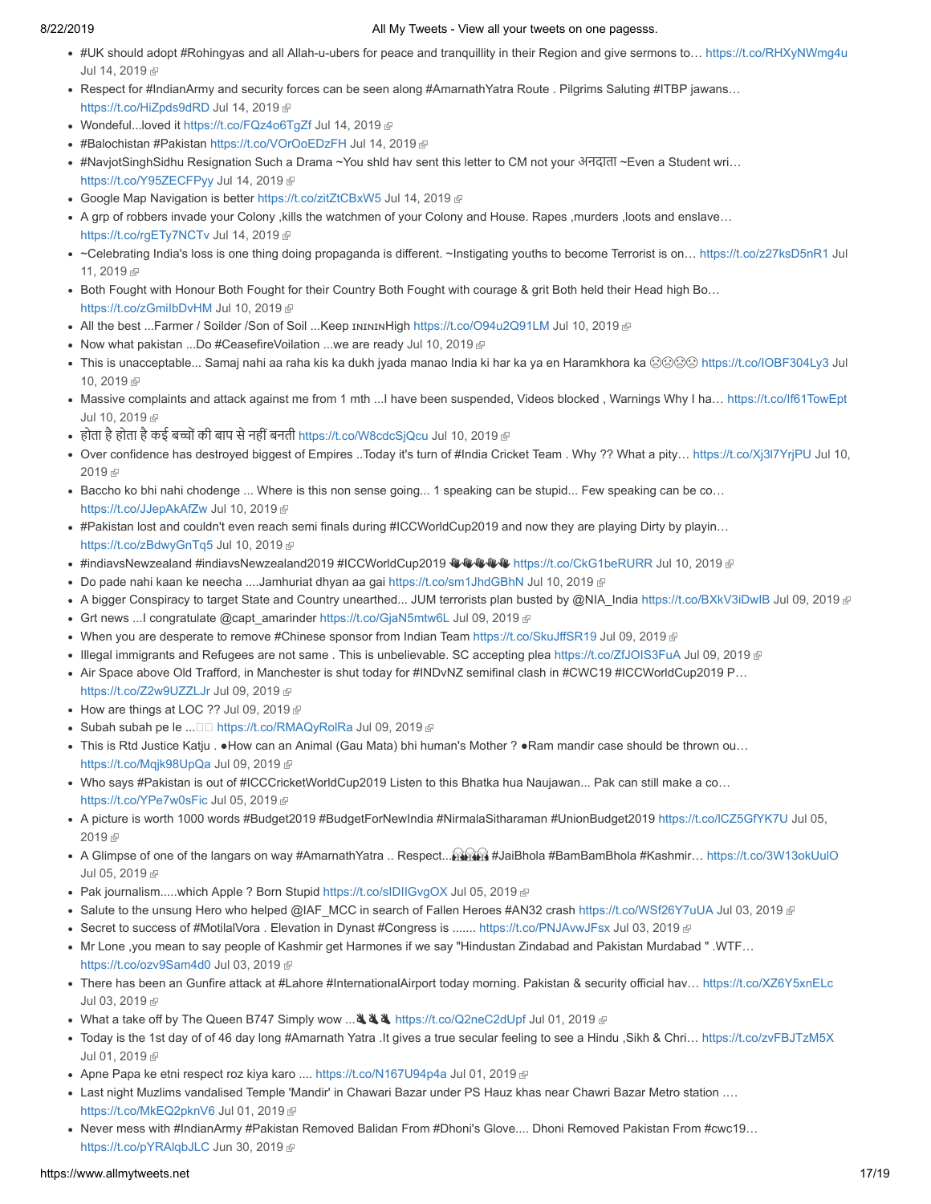- #UK should adopt #Rohingyas and all Allah-u-ubers for peace and tranquillity in their Region and give sermons to… https://t.co/RHXyNWmg4u Jul 14, 2019
- Respect for #IndianArmy and security forces can be seen along #AmarnathYatra Route . Pilgrims Saluting #ITBP jawans… https://t.co/HiZpds9dRD Jul 14, 2019
- Wondeful...loved it https://t.co/FQz4o6TgZf Jul 14, 2019
- #Balochistan #Pakistan https://t.co/VOrOoEDzFH Jul 14, 2019
- #NavjotSinghSidhu Resignation Such a Drama ~You shld hav sent this letter to CM not your अनदाता ~Even a Student wri… https://t.co/Y95ZECFPyy Jul 14, 2019
- Google Map Navigation is better https://t.co/zitZtCBxW5 Jul 14, 2019
- A grp of robbers invade your Colony ,kills the watchmen of your Colony and House. Rapes ,murders ,loots and enslave… https://t.co/rgETy7NCTv Jul 14, 2019
- ~Celebrating India's loss is one thing doing propaganda is different. ~Instigating youths to become Terrorist is on… https://t.co/z27ksD5nR1 Jul 11, 2019
- Both Fought with Honour Both Fought for their Country Both Fought with courage & grit Both held their Head high Bo… https://t.co/zGmiIbDvHM Jul 10, 2019
- All the best ...Farmer / Soilder /Son of Soil ...Keep ɪɴɪɴɪɴHigh https://t.co/O94u2Q91LM Jul 10, 2019
- Now what pakistan ...Do #CeasefireVoilation ...we are ready Jul 10, 2019
- This is unacceptable... Samaj nahi aa raha kis ka dukh jyada manao India ki har ka ya en Haramkhora ka 😟😟😟😟 https://t.co/IOBF304Ly3 Jul 10, 2019
- Massive complaints and attack against me from 1 mth ...I have been suspended, Videos blocked , Warnings Why I ha… https://t.co/If61TowEpt Jul 10, 2019
- होता है होता है कई बच्चों की बाप से नहीं बनती https://t.co/W8cdcSjQcu Jul 10, 2019
- Over confidence has destroyed biggest of Empires ..Today it's turn of #India Cricket Team . Why ?? What a pity… https://t.co/Xj3l7YrjPU Jul 10, 2019
- Baccho ko bhi nahi chodenge ... Where is this non sense going... 1 speaking can be stupid... Few speaking can be co… https://t.co/JJepAkAfZw Jul 10, 2019
- #Pakistan lost and couldn't even reach semi finals during #ICCWorldCup2019 and now they are playing Dirty by playin… https://t.co/zBdwyGnTq5 Jul 10, 2019
- #indiavsNewzealand #indiavsNewzealand2019 #ICCWorldCup2019 👋👋👋👋👋 https://t.co/CkG1beRURR Jul 10, 2019
- Do pade nahi kaan ke neecha ....Jamhuriat dhyan aa gai https://t.co/sm1JhdGBhN Jul 10, 2019
- A bigger Conspiracy to target State and Country unearthed... JUM terrorists plan busted by @NIA_India https://t.co/BXkV3iDwIB Jul 09, 2019
- Grt news ...I congratulate @capt_amarinder https://t.co/GjaN5mtw6L Jul 09, 2019
- When you are desperate to remove #Chinese sponsor from Indian Team https://t.co/SkuJffSR19 Jul 09, 2019
- Illegal immigrants and Refugees are not same . This is unbelievable. SC accepting plea https://t.co/ZfJOIS3FuA Jul 09, 2019
- Air Space above Old Trafford, in Manchester is shut today for #INDvNZ semifinal clash in #CWC19 #ICCWorldCup2019 P… https://t.co/Z2w9UZZLJr Jul 09, 2019
- How are things at LOC ?? Jul 09, 2019
- Subah subah pe le ...□□ https://t.co/RMAQyRolRa Jul 09, 2019
- This is Rtd Justice Katju . ●How can an Animal (Gau Mata) bhi human's Mother ? ●Ram mandir case should be thrown ou… https://t.co/Mqjk98UpQa Jul 09, 2019
- Who says #Pakistan is out of #ICCCricketWorldCup2019 Listen to this Bhatka hua Naujawan... Pak can still make a co… https://t.co/YPe7w0sFic Jul 05, 2019
- A picture is worth 1000 words #Budget2019 #BudgetForNewIndia #NirmalaSitharaman #UnionBudget2019 https://t.co/lCZ5GfYK7U Jul 05, 2019
- A Glimpse of one of the langars on way #AmarnathYatra .. Respect...🙏🙏🙏 #JaiBhola #BamBamBhola #Kashmir… https://t.co/3W13okUulO Jul 05, 2019
- Pak journalism.....which Apple ? Born Stupid https://t.co/sIDIIGvgOX Jul 05, 2019
- Salute to the unsung Hero who helped @IAF_MCC in search of Fallen Heroes #AN32 crash https://t.co/WSf26Y7uUA Jul 03, 2019
- Secret to success of #MotilalVora . Elevation in Dynast #Congress is ....... https://t.co/PNJAvwJFsx Jul 03, 2019
- Mr Lone ,you mean to say people of Kashmir get Harmones if we say "Hindustan Zindabad and Pakistan Murdabad " .WTF… https://t.co/ozv9Sam4d0 Jul 03, 2019
- There has been an Gunfire attack at #Lahore #InternationalAirport today morning. Pakistan & security official hav… https://t.co/XZ6Y5xnELc Jul 03, 2019
- What a take off by The Queen B747 Simply wow ...✈✈✈ https://t.co/Q2neC2dUpf Jul 01, 2019
- Today is the 1st day of of 46 day long #Amarnath Yatra .It gives a true secular feeling to see a Hindu ,Sikh & Chri… https://t.co/zvFBJTzM5X Jul 01, 2019
- Apne Papa ke etni respect roz kiya karo .... https://t.co/N167U94p4a Jul 01, 2019
- Last night Muzlims vandalised Temple 'Mandir' in Chawari Bazar under PS Hauz khas near Chawri Bazar Metro station …. https://t.co/MkEQ2pknV6 Jul 01, 2019
- Never mess with #IndianArmy #Pakistan Removed Balidan From #Dhoni's Glove.... Dhoni Removed Pakistan From #cwc19… https://t.co/pYRAlqbJLC Jun 30, 2019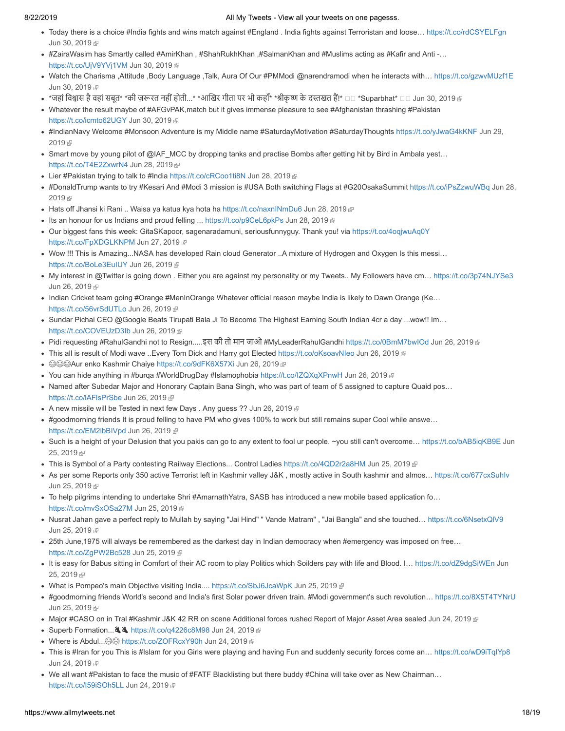- Today there is a choice #India fights and wins match against #England . India fights against Terroristan and loose… https://t.co/rdCSYELFgn Jun 30, 2019
- #ZairaWasim has Smartly called #AmirKhan , #ShahRukhKhan ,#SalmanKhan and #Muslims acting as #Kafir and Anti -… https://t.co/UjV9YVj1VM Jun 30, 2019
- Watch the Charisma ,Attitude ,Body Language ,Talk, Aura Of Our #PMModi @narendramodi when he interacts with… https://t.co/gzwvMUzf1E Jun 30, 2019
- *जहां विश्वास है वहां सबूत* *की ज़रूरत नहीं होती...* *आखिर गीता पर भी कहाँ* *श्रीकृष्ण के दस्तखत हैं!* □□ *Suparbhat* □□ Jun 30, 2019
- Whatever the result maybe of #AFGvPAK,match but it gives immense pleasure to see #Afghanistan thrashing #Pakistan https://t.co/icmto62UGY Jun 30, 2019
- #IndianNavy Welcome #Monsoon Adventure is my Middle name #SaturdayMotivation #SaturdayThoughts https://t.co/yJwaG4kKNF Jun 29, 2019
- Smart move by young pilot of @IAF_MCC by dropping tanks and practise Bombs after getting hit by Bird in Ambala yest… https://t.co/T4E2ZxwrN4 Jun 28, 2019
- Lier #Pakistan trying to talk to #India https://t.co/cRCoo1ti8N Jun 28, 2019
- #DonaldTrump wants to try #Kesari And #Modi 3 mission is #USA Both switching Flags at #G20OsakaSummit https://t.co/iPsZzwuWBq Jun 28, 2019
- Hats off Jhansi ki Rani .. Waisa ya katua kya hota ha https://t.co/naxnINmDu6 Jun 28, 2019
- Its an honour for us Indians and proud felling ... https://t.co/p9CeL6pkPs Jun 28, 2019
- Our biggest fans this week: GitaSKapoor, sagenaradamuni, seriousfunnyguy. Thank you! via https://t.co/4oqjwuAq0Y https://t.co/FpXDGLKNPM Jun 27, 2019
- Wow !!! This is Amazing...NASA has developed Rain cloud Generator ..A mixture of Hydrogen and Oxygen Is this messi… https://t.co/BoLe3EuIUY Jun 26, 2019
- My interest in @Twitter is going down . Either you are against my personality or my Tweets.. My Followers have cm… https://t.co/3p74NJYSe3 Jun 26, 2019
- Indian Cricket team going #Orange #MenInOrange Whatever official reason maybe India is likely to Dawn Orange (Ke… https://t.co/56vrSdUTLo Jun 26, 2019
- Sundar Pichai CEO @Google Beats Tirupati Bala Ji To Become The Highest Earning South Indian 4cr a day ...wow!! Im… https://t.co/COVEUzD3Ib Jun 26, 2019
- Pidi requesting #RahulGandhi not to Resign.....इस की तो मान जाओ #MyLeaderRahulGandhi https://t.co/0BmM7bwIOd Jun 26, 2019
- This all is result of Modi wave ..Every Tom Dick and Harry got Elected https://t.co/oKsoavNIeo Jun 26, 2019
- 😊😊😊Aur enko Kashmir Chaiye https://t.co/9dFK6X57Xi Jun 26, 2019
- You can hide anything in #burqa #WorldDrugDay #Islamophobia https://t.co/IZQXqXPnwH Jun 26, 2019
- Named after Subedar Major and Honorary Captain Bana Singh, who was part of team of 5 assigned to capture Quaid pos… https://t.co/lAFlsPrSbe Jun 26, 2019
- A new missile will be Tested in next few Days . Any guess ?? Jun 26, 2019
- #goodmorning friends It is proud felling to have PM who gives 100% to work but still remains super Cool while answe… https://t.co/EM2ibBIVpd Jun 26, 2019
- Such is a height of your Delusion that you pakis can go to any extent to fool ur people. ~you still can't overcome… https://t.co/bAB5iqKB9E Jun 25, 2019
- This is Symbol of a Party contesting Railway Elections... Control Ladies https://t.co/4QD2r2a8HM Jun 25, 2019
- As per some Reports only 350 active Terrorist left in Kashmir valley J&K , mostly active in South kashmir and almos… https://t.co/677cxSuhIv Jun 25, 2019
- To help pilgrims intending to undertake Shri #AmarnathYatra, SASB has introduced a new mobile based application fo… https://t.co/mvSxOSa27M Jun 25, 2019
- Nusrat Jahan gave a perfect reply to Mullah by saying "Jai Hind" " Vande Matram" , "Jai Bangla" and she touched… https://t.co/6NsetxQlV9 Jun 25, 2019
- 25th June,1975 will always be remembered as the darkest day in Indian democracy when #emergency was imposed on free… https://t.co/ZgPW2Bc528 Jun 25, 2019
- It is easy for Babus sitting in Comfort of their AC room to play Politics which Soilders pay with life and Blood. I… https://t.co/dZ9dgSiWEn Jun 25, 2019
- What is Pompeo's main Objective visiting India.... https://t.co/SbJ6JcaWpK Jun 25, 2019
- #goodmorning friends World's second and India's first Solar power driven train. #Modi government's such revolution… https://t.co/8X5T4TYNrU Jun 25, 2019
- Major #CASO on in Tral #Kashmir J&K 42 RR on scene Additional forces rushed Report of Major Asset Area sealed Jun 24, 2019
- Superb Formation...👋👋 https://t.co/q4226c8M98 Jun 24, 2019
- Where is Abdul...😊😊 https://t.co/ZOFRcxY90h Jun 24, 2019
- This is #Iran for you This is #Islam for you Girls were playing and having Fun and suddenly security forces come an… https://t.co/wD9iTqIYp8 Jun 24, 2019
- We all want #Pakistan to face the music of #FATF Blacklisting but there buddy #China will take over as New Chairman… https://t.co/I59iSOh5LL Jun 24, 2019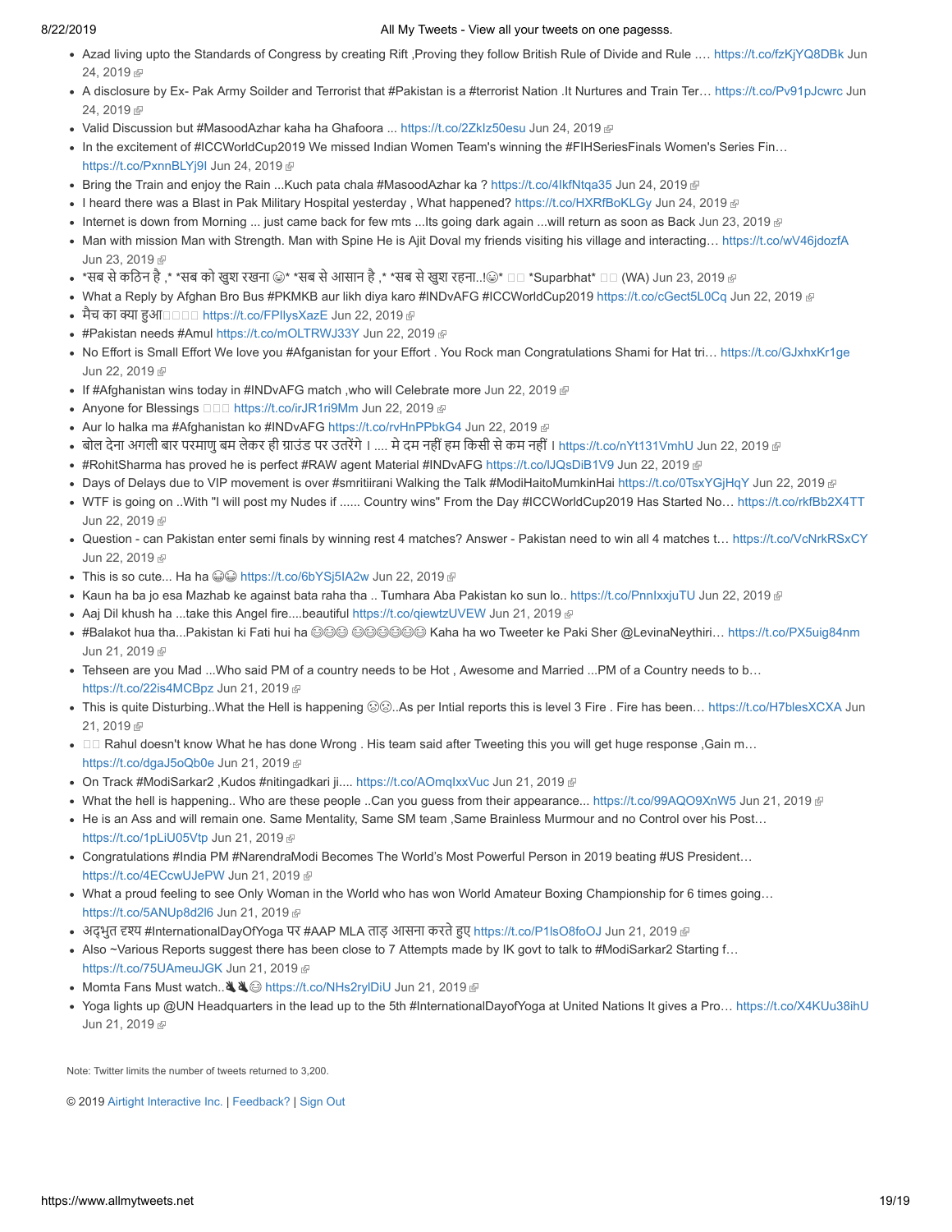- Azad living upto the Standards of Congress by creating Rift ,Proving they follow British Rule of Divide and Rule …. https://t.co/fzKjYQ8DBk Jun 24, 2019
- A disclosure by Ex- Pak Army Soilder and Terrorist that #Pakistan is a #terrorist Nation .It Nurtures and Train Ter… https://t.co/Pv91pJcwrc Jun 24, 2019
- Valid Discussion but #MasoodAzhar kaha ha Ghafoora ... https://t.co/2ZkIz50esu Jun 24, 2019
- In the excitement of #ICCWorldCup2019 We missed Indian Women Team's winning the #FIHSeriesFinals Women's Series Fin… https://t.co/PxnnBLYj9l Jun 24, 2019
- Bring the Train and enjoy the Rain ...Kuch pata chala #MasoodAzhar ka ? https://t.co/4IkfNtqa35 Jun 24, 2019
- I heard there was a Blast in Pak Military Hospital yesterday , What happened? https://t.co/HXRfBoKLGy Jun 24, 2019
- Internet is down from Morning ... just came back for few mts ...Its going dark again ...will return as soon as Back Jun 23, 2019
- Man with mission Man with Strength. Man with Spine He is Ajit Doval my friends visiting his village and interacting… https://t.co/wV46jdozfA Jun 23, 2019
- *सब से कठिन है ,* *सब को खुश रखना 😉* *सब से आसान है ,* *सब से खुश रहना..!😉* □□ *Suparbhat* □□ (WA) Jun 23, 2019
- What a Reply by Afghan Bro Bus #PKMKB aur likh diya karo #INDvAFG #ICCWorldCup2019 https://t.co/cGect5L0Cq Jun 22, 2019
- मैच का क्या हुआ□□□□ https://t.co/FPllysXazE Jun 22, 2019
- #Pakistan needs #Amul https://t.co/mOLTRWJ33Y Jun 22, 2019
- No Effort is Small Effort We love you #Afganistan for your Effort . You Rock man Congratulations Shami for Hat tri… https://t.co/GJxhxKr1ge Jun 22, 2019
- If #Afghanistan wins today in #INDvAFG match ,who will Celebrate more Jun 22, 2019
- Anyone for Blessings □□□ https://t.co/irJR1ri9Mm Jun 22, 2019
- Aur lo halka ma #Afghanistan ko #INDvAFG https://t.co/rvHnPPbkG4 Jun 22, 2019
- बोल देना अगली बार परमाणु बम लेकर ही ग्राउंड पर उतरेंगे । .... मे दम नहीं हम किसी से कम नहीं । https://t.co/nYt131VmhU Jun 22, 2019
- #RohitSharma has proved he is perfect #RAW agent Material #INDvAFG https://t.co/lJQsDiB1V9 Jun 22, 2019
- Days of Delays due to VIP movement is over #smritiirani Walking the Talk #ModiHaitoMumkinHai https://t.co/0TsxYGjHqY Jun 22, 2019
- WTF is going on ..With "I will post my Nudes if ...... Country wins" From the Day #ICCWorldCup2019 Has Started No… https://t.co/rkfBb2X4TT Jun 22, 2019
- Question - can Pakistan enter semi finals by winning rest 4 matches? Answer - Pakistan need to win all 4 matches t… https://t.co/VcNrkRSxCY Jun 22, 2019
- This is so cute... Ha ha 😂😂 https://t.co/6bYSj5IA2w Jun 22, 2019
- Kaun ha ba jo esa Mazhab ke against bata raha tha .. Tumhara Aba Pakistan ko sun lo.. https://t.co/PnnIxxjuTU Jun 22, 2019
- Aaj Dil khush ha ...take this Angel fire....beautiful https://t.co/qiewtzUVEW Jun 21, 2019
- #Balakot hua tha...Pakistan ki Fati hui ha 😂😂😂 😂😂😂😂😂😂 Kaha ha wo Tweeter ke Paki Sher @LevinaNeythiri… https://t.co/PX5uig84nm Jun 21, 2019
- Tehseen are you Mad ...Who said PM of a country needs to be Hot , Awesome and Married ...PM of a Country needs to b… https://t.co/22is4MCBpz Jun 21, 2019
- This is quite Disturbing..What the Hell is happening ☹️☹️..As per Intial reports this is level 3 Fire . Fire has been… https://t.co/H7blesXCXA Jun 21, 2019
- □□ Rahul doesn't know What he has done Wrong . His team said after Tweeting this you will get huge response ,Gain m… https://t.co/dgaJ5oQb0e Jun 21, 2019
- On Track #ModiSarkar2 ,Kudos #nitingadkari ji.... https://t.co/AOmqIxxVuc Jun 21, 2019
- What the hell is happening.. Who are these people ..Can you guess from their appearance... https://t.co/99AQO9XnW5 Jun 21, 2019
- He is an Ass and will remain one. Same Mentality, Same SM team ,Same Brainless Murmour and no Control over his Post… https://t.co/1pLiU05Vtp Jun 21, 2019
- Congratulations #India PM #NarendraModi Becomes The World's Most Powerful Person in 2019 beating #US President… https://t.co/4ECcwUJePW Jun 21, 2019
- What a proud feeling to see Only Woman in the World who has won World Amateur Boxing Championship for 6 times going… https://t.co/5ANUp8d2l6 Jun 21, 2019
- अद्भुत दृश्य #InternationalDayOfYoga पर #AAP MLA ताड़ आसना करते हुए https://t.co/P1lsO8foOJ Jun 21, 2019
- Also ~Various Reports suggest there has been close to 7 Attempts made by IK govt to talk to #ModiSarkar2 Starting f… https://t.co/75UAmeuJGK Jun 21, 2019
- Momta Fans Must watch..🔪🔪😊 https://t.co/NHs2rylDiU Jun 21, 2019
- Yoga lights up @UN Headquarters in the lead up to the 5th #InternationalDayofYoga at United Nations It gives a Pro… https://t.co/X4KUu38ihU Jun 21, 2019

Note: Twitter limits the number of tweets returned to 3,200.

© 2019 Airtight Interactive Inc. | Feedback? | Sign Out